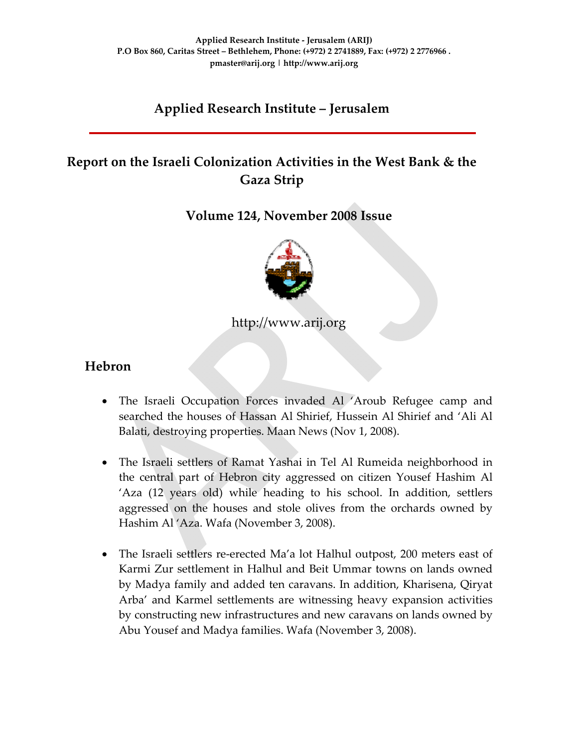**Applied Research Institute - Jerusalem (ARIJ)**
**P.O Box 860, Caritas Street – Bethlehem, Phone: (+972) 2 2741889, Fax: (+972) 2 2776966 .**
**pmaster@arij.org | http://www.arij.org**

## Applied Research Institute – Jerusalem

# Report on the Israeli Colonization Activities in the West Bank & the Gaza Strip

### Volume 124, November 2008 Issue

http://www.arij.org

## Hebron

- The Israeli Occupation Forces invaded Al 'Aroub Refugee camp and searched the houses of Hassan Al Shirief, Hussein Al Shirief and 'Ali Al Balati, destroying properties. Maan News (Nov 1, 2008).

- The Israeli settlers of Ramat Yashai in Tel Al Rumeida neighborhood in the central part of Hebron city aggressed on citizen Yousef Hashim Al 'Aza (12 years old) while heading to his school. In addition, settlers aggressed on the houses and stole olives from the orchards owned by Hashim Al 'Aza. Wafa (November 3, 2008).

- The Israeli settlers re-erected Ma'a lot Halhul outpost, 200 meters east of Karmi Zur settlement in Halhul and Beit Ummar towns on lands owned by Madya family and added ten caravans. In addition, Kharisena, Qiryat Arba' and Karmel settlements are witnessing heavy expansion activities by constructing new infrastructures and new caravans on lands owned by Abu Yousef and Madya families. Wafa (November 3, 2008).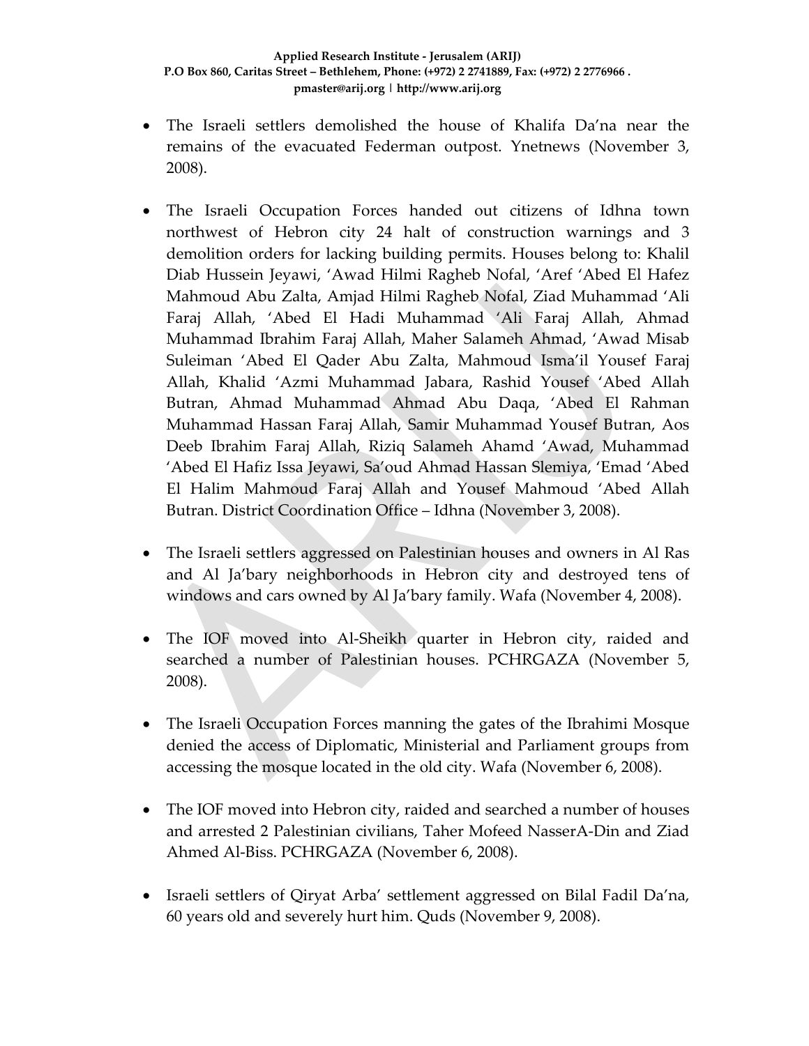- The Israeli settlers demolished the house of Khalifa Da'na near the remains of the evacuated Federman outpost. Ynetnews (November 3, 2008).

- The Israeli Occupation Forces handed out citizens of Idhna town northwest of Hebron city 24 halt of construction warnings and 3 demolition orders for lacking building permits. Houses belong to: Khalil Diab Hussein Jeyawi, 'Awad Hilmi Ragheb Nofal, 'Aref 'Abed El Hafez Mahmoud Abu Zalta, Amjad Hilmi Ragheb Nofal, Ziad Muhammad 'Ali Faraj Allah, 'Abed El Hadi Muhammad 'Ali Faraj Allah, Ahmad Muhammad Ibrahim Faraj Allah, Maher Salameh Ahmad, 'Awad Misab Suleiman 'Abed El Qader Abu Zalta, Mahmoud Isma'il Yousef Faraj Allah, Khalid 'Azmi Muhammad Jabara, Rashid Yousef 'Abed Allah Butran, Ahmad Muhammad Ahmad Abu Daqa, 'Abed El Rahman Muhammad Hassan Faraj Allah, Samir Muhammad Yousef Butran, Aos Deeb Ibrahim Faraj Allah, Riziq Salameh Ahamd 'Awad, Muhammad 'Abed El Hafiz Issa Jeyawi, Sa'oud Ahmad Hassan Slemiya, 'Emad 'Abed El Halim Mahmoud Faraj Allah and Yousef Mahmoud 'Abed Allah Butran. District Coordination Office – Idhna (November 3, 2008).

- The Israeli settlers aggressed on Palestinian houses and owners in Al Ras and Al Ja'bary neighborhoods in Hebron city and destroyed tens of windows and cars owned by Al Ja'bary family. Wafa (November 4, 2008).

- The IOF moved into Al-Sheikh quarter in Hebron city, raided and searched a number of Palestinian houses. PCHRGAZA (November 5, 2008).

- The Israeli Occupation Forces manning the gates of the Ibrahimi Mosque denied the access of Diplomatic, Ministerial and Parliament groups from accessing the mosque located in the old city. Wafa (November 6, 2008).

- The IOF moved into Hebron city, raided and searched a number of houses and arrested 2 Palestinian civilians, Taher Mofeed NasserA-Din and Ziad Ahmed Al-Biss. PCHRGAZA (November 6, 2008).

- Israeli settlers of Qiryat Arba' settlement aggressed on Bilal Fadil Da'na, 60 years old and severely hurt him. Quds (November 9, 2008).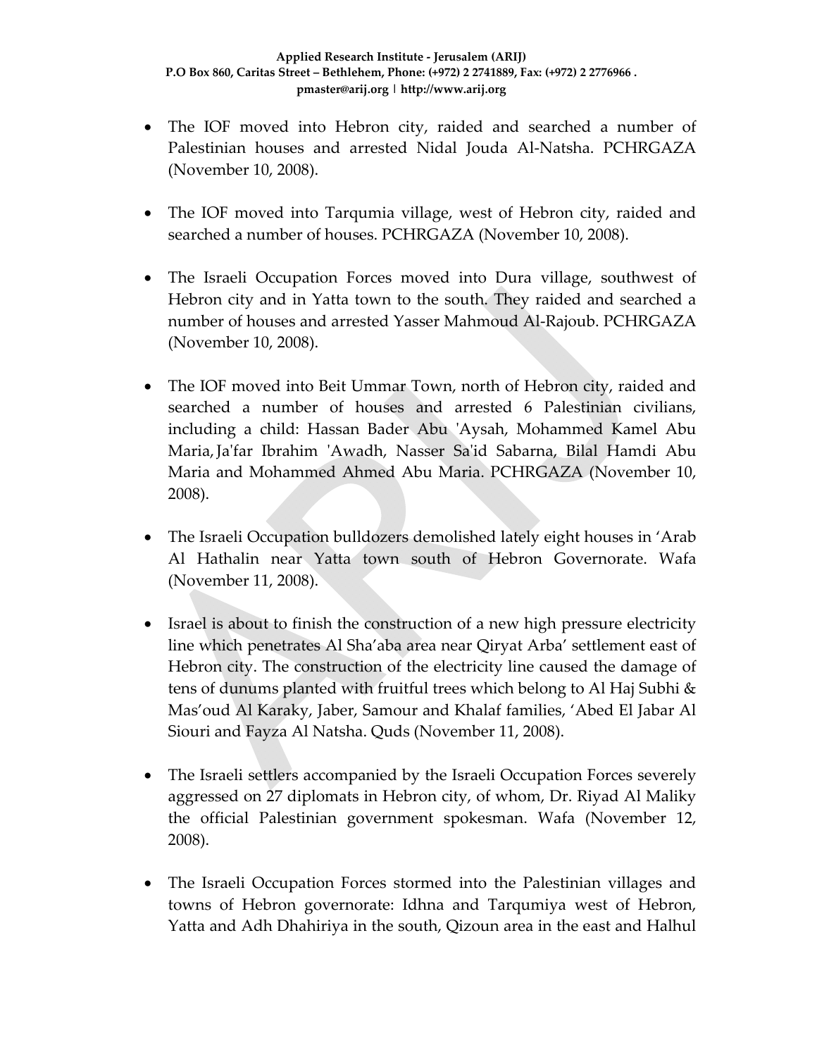- The IOF moved into Hebron city, raided and searched a number of Palestinian houses and arrested Nidal Jouda Al-Natsha. PCHRGAZA (November 10, 2008).

- The IOF moved into Tarqumia village, west of Hebron city, raided and searched a number of houses. PCHRGAZA (November 10, 2008).

- The Israeli Occupation Forces moved into Dura village, southwest of Hebron city and in Yatta town to the south. They raided and searched a number of houses and arrested Yasser Mahmoud Al-Rajoub. PCHRGAZA (November 10, 2008).

- The IOF moved into Beit Ummar Town, north of Hebron city, raided and searched a number of houses and arrested 6 Palestinian civilians, including a child: Hassan Bader Abu 'Aysah, Mohammed Kamel Abu Maria, Ja'far Ibrahim 'Awadh, Nasser Sa'id Sabarna, Bilal Hamdi Abu Maria and Mohammed Ahmed Abu Maria. PCHRGAZA (November 10, 2008).

- The Israeli Occupation bulldozers demolished lately eight houses in 'Arab Al Hathalin near Yatta town south of Hebron Governorate. Wafa (November 11, 2008).

- Israel is about to finish the construction of a new high pressure electricity line which penetrates Al Sha'aba area near Qiryat Arba' settlement east of Hebron city. The construction of the electricity line caused the damage of tens of dunums planted with fruitful trees which belong to Al Haj Subhi & Mas'oud Al Karaky, Jaber, Samour and Khalaf families, 'Abed El Jabar Al Siouri and Fayza Al Natsha. Quds (November 11, 2008).

- The Israeli settlers accompanied by the Israeli Occupation Forces severely aggressed on 27 diplomats in Hebron city, of whom, Dr. Riyad Al Maliky the official Palestinian government spokesman. Wafa (November 12, 2008).

- The Israeli Occupation Forces stormed into the Palestinian villages and towns of Hebron governorate: Idhna and Tarqumiya west of Hebron, Yatta and Adh Dhahiriya in the south, Qizoun area in the east and Halhul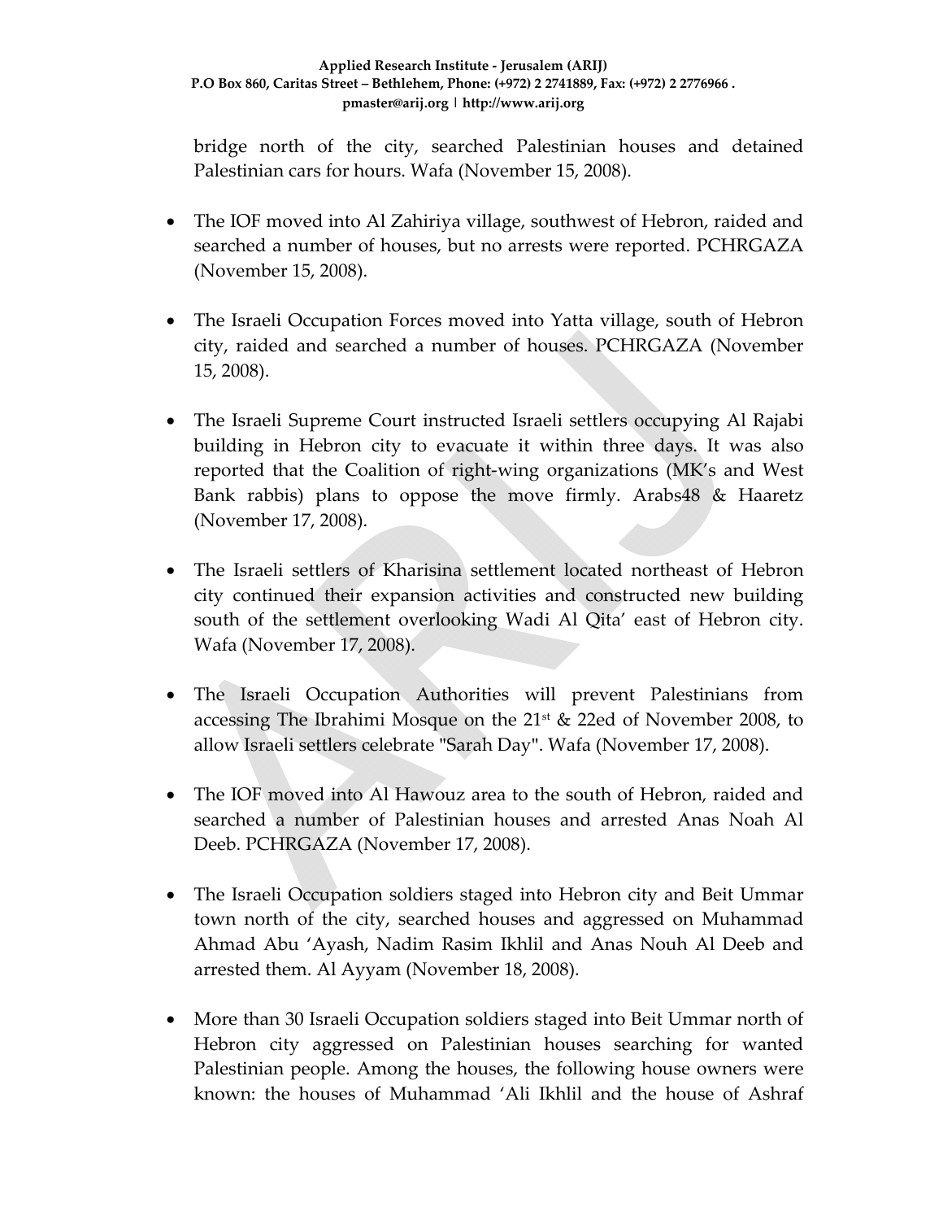bridge north of the city, searched Palestinian houses and detained Palestinian cars for hours. Wafa (November 15, 2008).

- The IOF moved into Al Zahiriya village, southwest of Hebron, raided and searched a number of houses, but no arrests were reported. PCHRGAZA (November 15, 2008).

- The Israeli Occupation Forces moved into Yatta village, south of Hebron city, raided and searched a number of houses. PCHRGAZA (November 15, 2008).

- The Israeli Supreme Court instructed Israeli settlers occupying Al Rajabi building in Hebron city to evacuate it within three days. It was also reported that the Coalition of right-wing organizations (MK's and West Bank rabbis) plans to oppose the move firmly. Arabs48 & Haaretz (November 17, 2008).

- The Israeli settlers of Kharisina settlement located northeast of Hebron city continued their expansion activities and constructed new building south of the settlement overlooking Wadi Al Qita' east of Hebron city. Wafa (November 17, 2008).

- The Israeli Occupation Authorities will prevent Palestinians from accessing The Ibrahimi Mosque on the 21st & 22ed of November 2008, to allow Israeli settlers celebrate "Sarah Day". Wafa (November 17, 2008).

- The IOF moved into Al Hawouz area to the south of Hebron, raided and searched a number of Palestinian houses and arrested Anas Noah Al Deeb. PCHRGAZA (November 17, 2008).

- The Israeli Occupation soldiers staged into Hebron city and Beit Ummar town north of the city, searched houses and aggressed on Muhammad Ahmad Abu 'Ayash, Nadim Rasim Ikhlil and Anas Nouh Al Deeb and arrested them. Al Ayyam (November 18, 2008).

- More than 30 Israeli Occupation soldiers staged into Beit Ummar north of Hebron city aggressed on Palestinian houses searching for wanted Palestinian people. Among the houses, the following house owners were known: the houses of Muhammad 'Ali Ikhlil and the house of Ashraf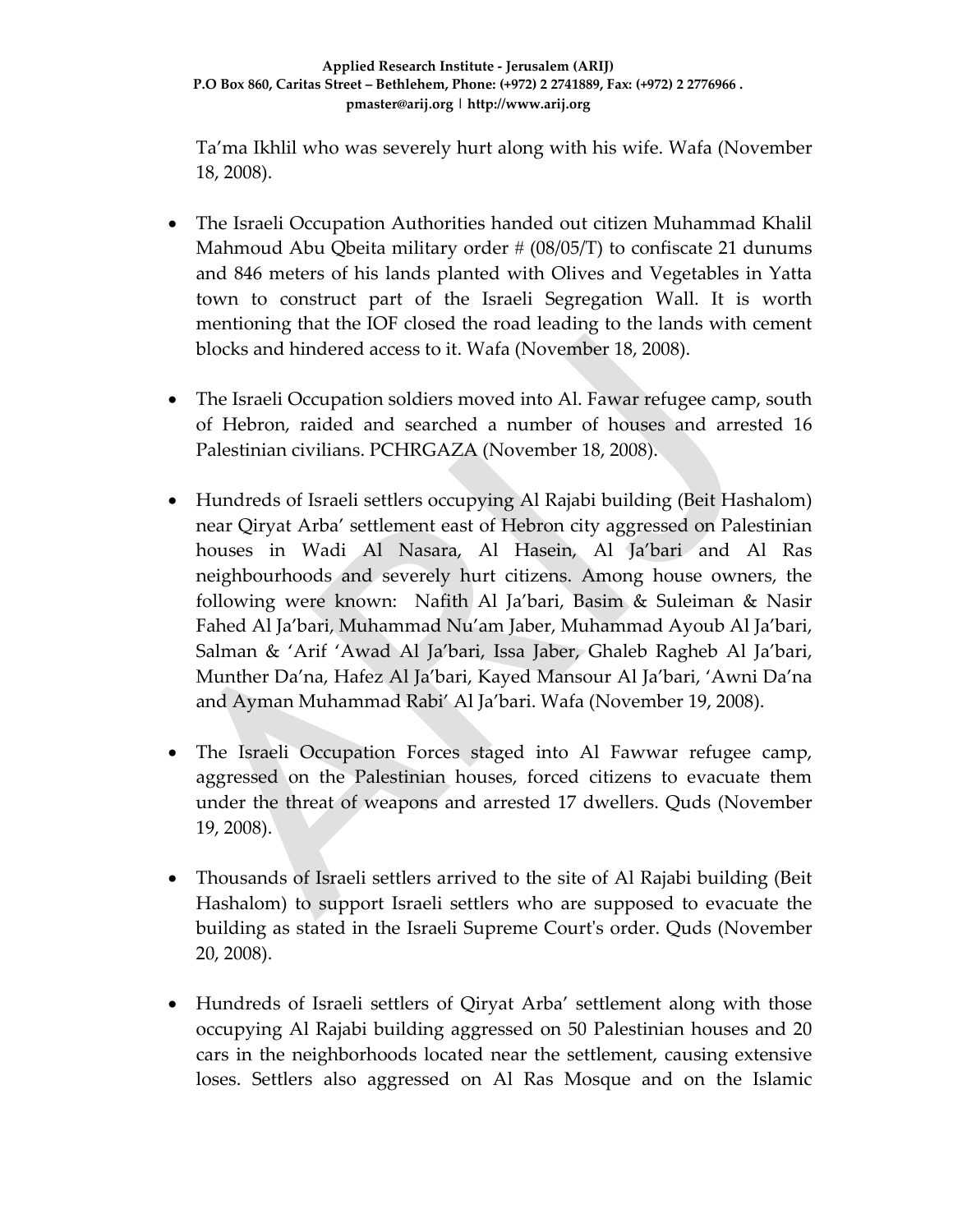Ta'ma Ikhlil who was severely hurt along with his wife. Wafa (November 18, 2008).

- The Israeli Occupation Authorities handed out citizen Muhammad Khalil Mahmoud Abu Qbeita military order # (08/05/T) to confiscate 21 dunums and 846 meters of his lands planted with Olives and Vegetables in Yatta town to construct part of the Israeli Segregation Wall. It is worth mentioning that the IOF closed the road leading to the lands with cement blocks and hindered access to it. Wafa (November 18, 2008).

- The Israeli Occupation soldiers moved into Al. Fawar refugee camp, south of Hebron, raided and searched a number of houses and arrested 16 Palestinian civilians. PCHRGAZA (November 18, 2008).

- Hundreds of Israeli settlers occupying Al Rajabi building (Beit Hashalom) near Qiryat Arba' settlement east of Hebron city aggressed on Palestinian houses in Wadi Al Nasara, Al Hasein, Al Ja'bari and Al Ras neighbourhoods and severely hurt citizens. Among house owners, the following were known: Nafith Al Ja'bari, Basim & Suleiman & Nasir Fahed Al Ja'bari, Muhammad Nu'am Jaber, Muhammad Ayoub Al Ja'bari, Salman & 'Arif 'Awad Al Ja'bari, Issa Jaber, Ghaleb Ragheb Al Ja'bari, Munther Da'na, Hafez Al Ja'bari, Kayed Mansour Al Ja'bari, 'Awni Da'na and Ayman Muhammad Rabi' Al Ja'bari. Wafa (November 19, 2008).

- The Israeli Occupation Forces staged into Al Fawwar refugee camp, aggressed on the Palestinian houses, forced citizens to evacuate them under the threat of weapons and arrested 17 dwellers. Quds (November 19, 2008).

- Thousands of Israeli settlers arrived to the site of Al Rajabi building (Beit Hashalom) to support Israeli settlers who are supposed to evacuate the building as stated in the Israeli Supreme Court's order. Quds (November 20, 2008).

- Hundreds of Israeli settlers of Qiryat Arba' settlement along with those occupying Al Rajabi building aggressed on 50 Palestinian houses and 20 cars in the neighborhoods located near the settlement, causing extensive loses. Settlers also aggressed on Al Ras Mosque and on the Islamic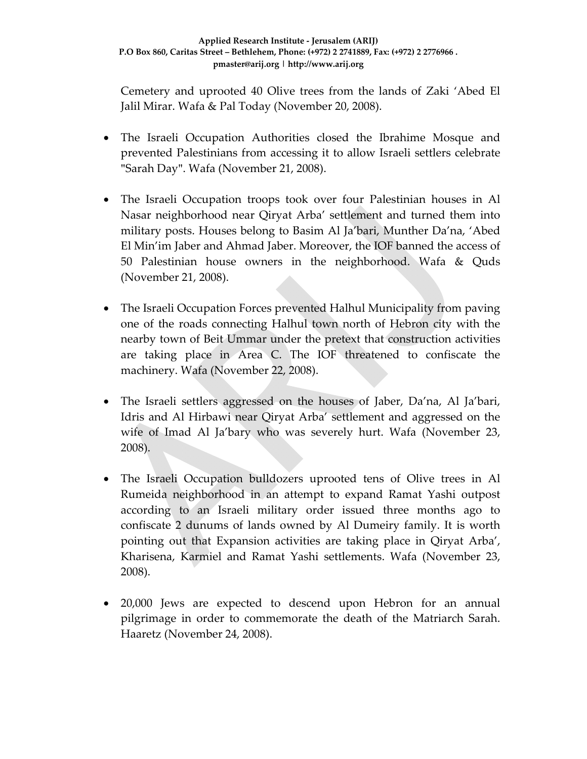Cemetery and uprooted 40 Olive trees from the lands of Zaki 'Abed El Jalil Mirar. Wafa & Pal Today (November 20, 2008).

- The Israeli Occupation Authorities closed the Ibrahime Mosque and prevented Palestinians from accessing it to allow Israeli settlers celebrate "Sarah Day". Wafa (November 21, 2008).

- The Israeli Occupation troops took over four Palestinian houses in Al Nasar neighborhood near Qiryat Arba' settlement and turned them into military posts. Houses belong to Basim Al Ja'bari, Munther Da'na, 'Abed El Min'im Jaber and Ahmad Jaber. Moreover, the IOF banned the access of 50 Palestinian house owners in the neighborhood. Wafa & Quds (November 21, 2008).

- The Israeli Occupation Forces prevented Halhul Municipality from paving one of the roads connecting Halhul town north of Hebron city with the nearby town of Beit Ummar under the pretext that construction activities are taking place in Area C. The IOF threatened to confiscate the machinery. Wafa (November 22, 2008).

- The Israeli settlers aggressed on the houses of Jaber, Da'na, Al Ja'bari, Idris and Al Hirbawi near Qiryat Arba' settlement and aggressed on the wife of Imad Al Ja'bary who was severely hurt. Wafa (November 23, 2008).

- The Israeli Occupation bulldozers uprooted tens of Olive trees in Al Rumeida neighborhood in an attempt to expand Ramat Yashi outpost according to an Israeli military order issued three months ago to confiscate 2 dunums of lands owned by Al Dumeiry family. It is worth pointing out that Expansion activities are taking place in Qiryat Arba', Kharisena, Karmiel and Ramat Yashi settlements. Wafa (November 23, 2008).

- 20,000 Jews are expected to descend upon Hebron for an annual pilgrimage in order to commemorate the death of the Matriarch Sarah. Haaretz (November 24, 2008).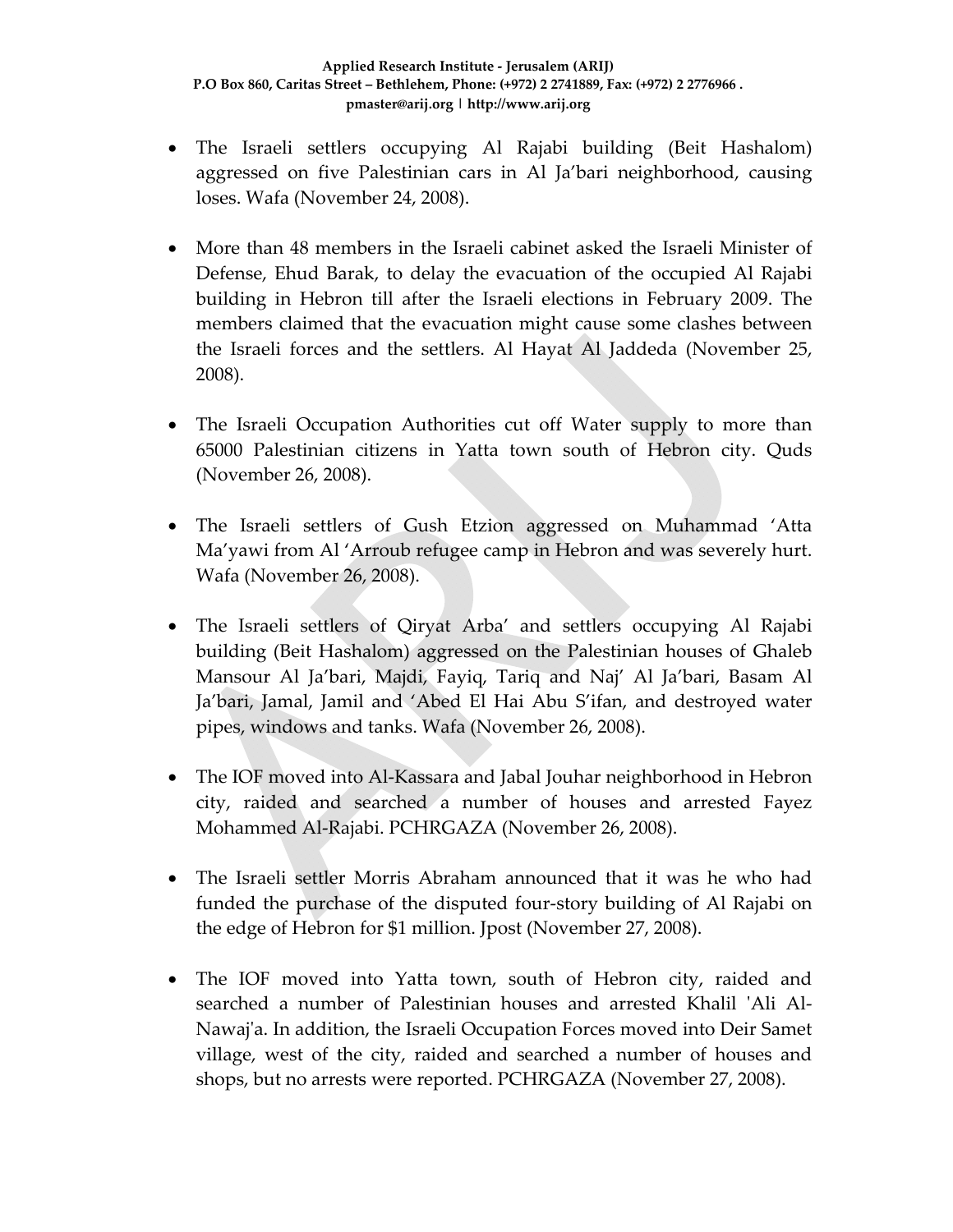- The Israeli settlers occupying Al Rajabi building (Beit Hashalom) aggressed on five Palestinian cars in Al Ja'bari neighborhood, causing loses. Wafa (November 24, 2008).

- More than 48 members in the Israeli cabinet asked the Israeli Minister of Defense, Ehud Barak, to delay the evacuation of the occupied Al Rajabi building in Hebron till after the Israeli elections in February 2009. The members claimed that the evacuation might cause some clashes between the Israeli forces and the settlers. Al Hayat Al Jaddeda (November 25, 2008).

- The Israeli Occupation Authorities cut off Water supply to more than 65000 Palestinian citizens in Yatta town south of Hebron city. Quds (November 26, 2008).

- The Israeli settlers of Gush Etzion aggressed on Muhammad 'Atta Ma'yawi from Al 'Arroub refugee camp in Hebron and was severely hurt. Wafa (November 26, 2008).

- The Israeli settlers of Qiryat Arba' and settlers occupying Al Rajabi building (Beit Hashalom) aggressed on the Palestinian houses of Ghaleb Mansour Al Ja'bari, Majdi, Fayiq, Tariq and Naj' Al Ja'bari, Basam Al Ja'bari, Jamal, Jamil and 'Abed El Hai Abu S'ifan, and destroyed water pipes, windows and tanks. Wafa (November 26, 2008).

- The IOF moved into Al-Kassara and Jabal Jouhar neighborhood in Hebron city, raided and searched a number of houses and arrested Fayez Mohammed Al-Rajabi. PCHRGAZA (November 26, 2008).

- The Israeli settler Morris Abraham announced that it was he who had funded the purchase of the disputed four-story building of Al Rajabi on the edge of Hebron for $1 million. Jpost (November 27, 2008).

- The IOF moved into Yatta town, south of Hebron city, raided and searched a number of Palestinian houses and arrested Khalil 'Ali Al-Nawaj'a. In addition, the Israeli Occupation Forces moved into Deir Samet village, west of the city, raided and searched a number of houses and shops, but no arrests were reported. PCHRGAZA (November 27, 2008).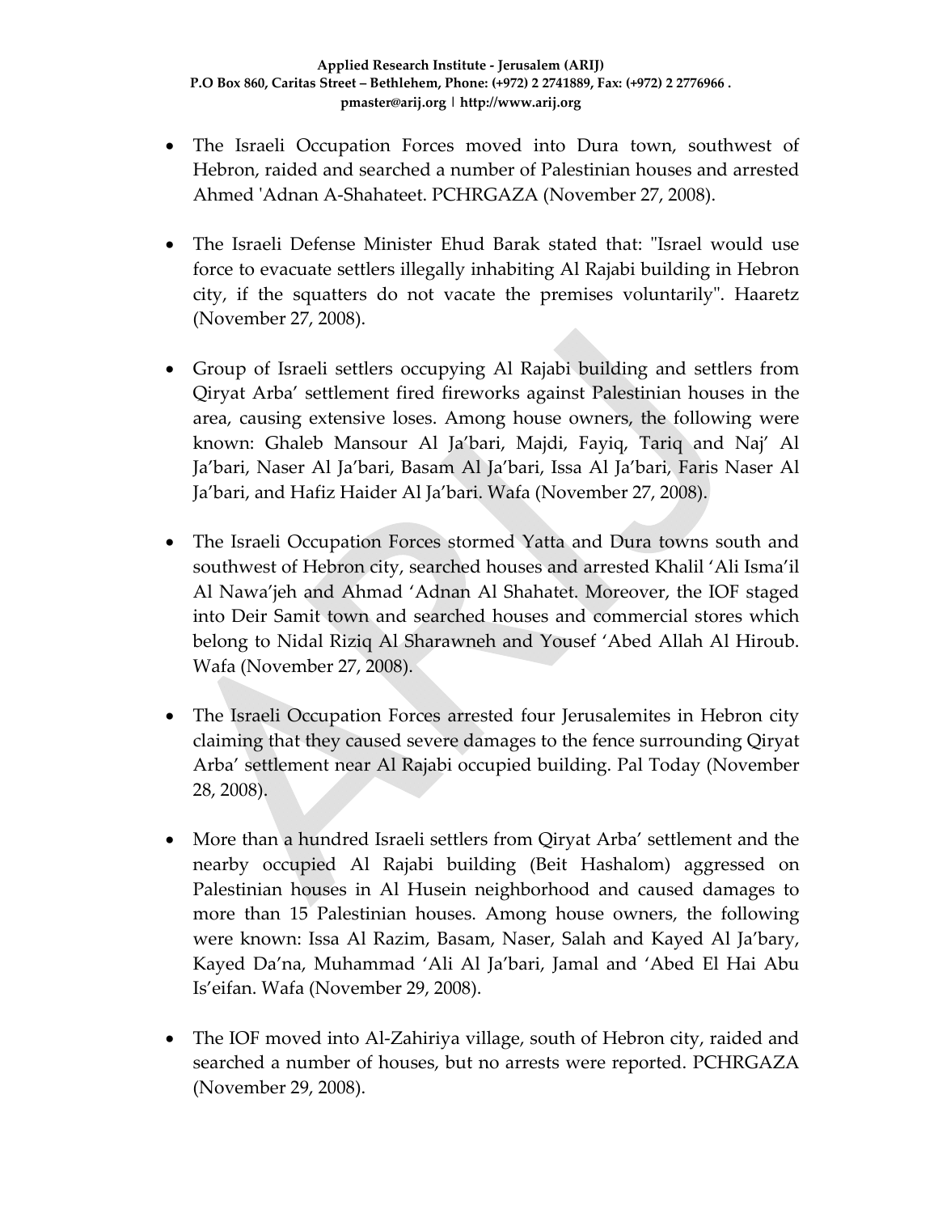- The Israeli Occupation Forces moved into Dura town, southwest of Hebron, raided and searched a number of Palestinian houses and arrested Ahmed 'Adnan A-Shahateet. PCHRGAZA (November 27, 2008).

- The Israeli Defense Minister Ehud Barak stated that: "Israel would use force to evacuate settlers illegally inhabiting Al Rajabi building in Hebron city, if the squatters do not vacate the premises voluntarily". Haaretz (November 27, 2008).

- Group of Israeli settlers occupying Al Rajabi building and settlers from Qiryat Arba' settlement fired fireworks against Palestinian houses in the area, causing extensive loses. Among house owners, the following were known: Ghaleb Mansour Al Ja'bari, Majdi, Fayiq, Tariq and Naj' Al Ja'bari, Naser Al Ja'bari, Basam Al Ja'bari, Issa Al Ja'bari, Faris Naser Al Ja'bari, and Hafiz Haider Al Ja'bari. Wafa (November 27, 2008).

- The Israeli Occupation Forces stormed Yatta and Dura towns south and southwest of Hebron city, searched houses and arrested Khalil 'Ali Isma'il Al Nawa'jeh and Ahmad 'Adnan Al Shahatet. Moreover, the IOF staged into Deir Samit town and searched houses and commercial stores which belong to Nidal Riziq Al Sharawneh and Yousef 'Abed Allah Al Hiroub. Wafa (November 27, 2008).

- The Israeli Occupation Forces arrested four Jerusalemites in Hebron city claiming that they caused severe damages to the fence surrounding Qiryat Arba' settlement near Al Rajabi occupied building. Pal Today (November 28, 2008).

- More than a hundred Israeli settlers from Qiryat Arba' settlement and the nearby occupied Al Rajabi building (Beit Hashalom) aggressed on Palestinian houses in Al Husein neighborhood and caused damages to more than 15 Palestinian houses. Among house owners, the following were known: Issa Al Razim, Basam, Naser, Salah and Kayed Al Ja'bary, Kayed Da'na, Muhammad 'Ali Al Ja'bari, Jamal and 'Abed El Hai Abu Is'eifan. Wafa (November 29, 2008).

- The IOF moved into Al-Zahiriya village, south of Hebron city, raided and searched a number of houses, but no arrests were reported. PCHRGAZA (November 29, 2008).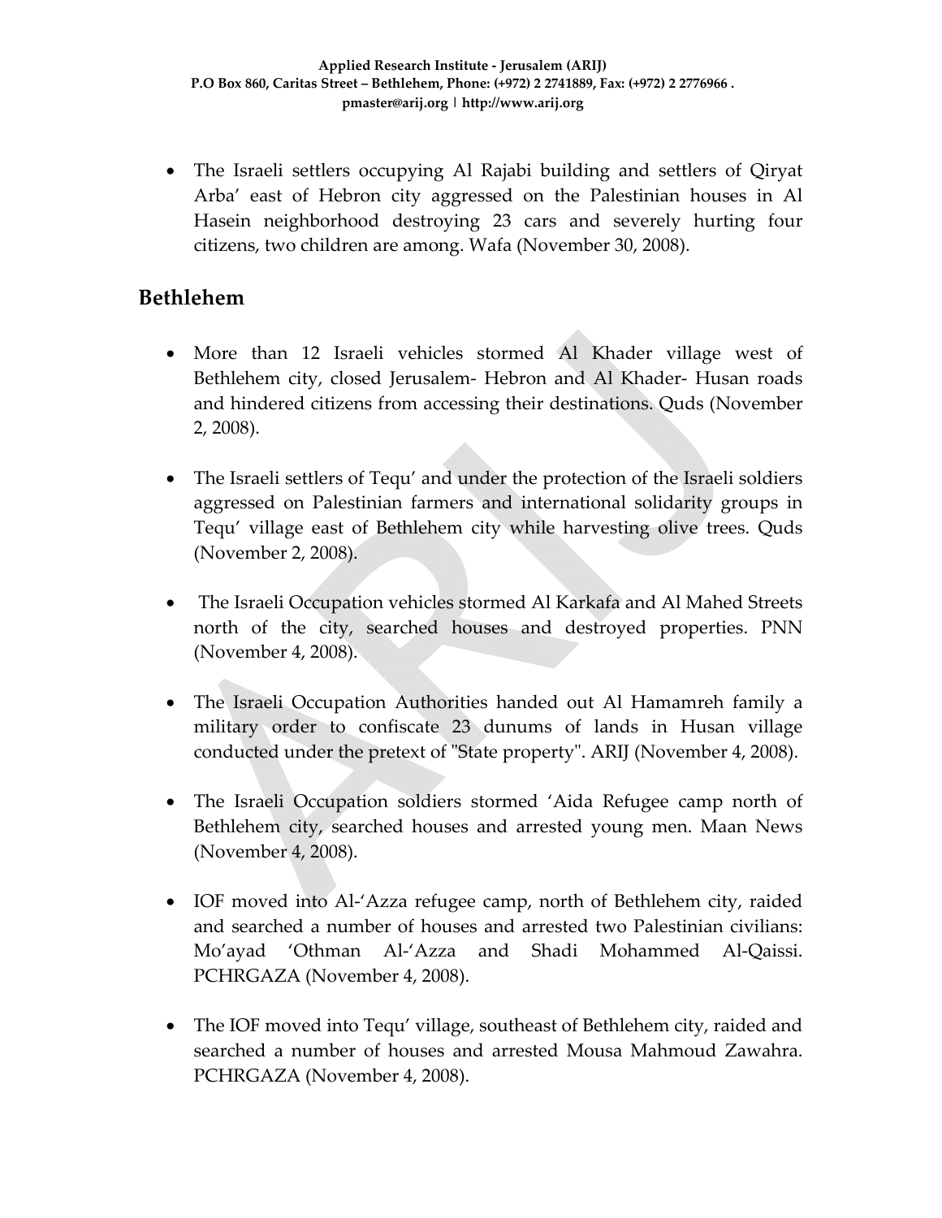- The Israeli settlers occupying Al Rajabi building and settlers of Qiryat Arba' east of Hebron city aggressed on the Palestinian houses in Al Hasein neighborhood destroying 23 cars and severely hurting four citizens, two children are among. Wafa (November 30, 2008).

## Bethlehem

- More than 12 Israeli vehicles stormed Al Khader village west of Bethlehem city, closed Jerusalem- Hebron and Al Khader- Husan roads and hindered citizens from accessing their destinations. Quds (November 2, 2008).

- The Israeli settlers of Tequ' and under the protection of the Israeli soldiers aggressed on Palestinian farmers and international solidarity groups in Tequ' village east of Bethlehem city while harvesting olive trees. Quds (November 2, 2008).

- The Israeli Occupation vehicles stormed Al Karkafa and Al Mahed Streets north of the city, searched houses and destroyed properties. PNN (November 4, 2008).

- The Israeli Occupation Authorities handed out Al Hamamreh family a military order to confiscate 23 dunums of lands in Husan village conducted under the pretext of "State property". ARIJ (November 4, 2008).

- The Israeli Occupation soldiers stormed 'Aida Refugee camp north of Bethlehem city, searched houses and arrested young men. Maan News (November 4, 2008).

- IOF moved into Al-'Azza refugee camp, north of Bethlehem city, raided and searched a number of houses and arrested two Palestinian civilians: Mo'ayad 'Othman Al-'Azza and Shadi Mohammed Al-Qaissi. PCHRGAZA (November 4, 2008).

- The IOF moved into Tequ' village, southeast of Bethlehem city, raided and searched a number of houses and arrested Mousa Mahmoud Zawahra. PCHRGAZA (November 4, 2008).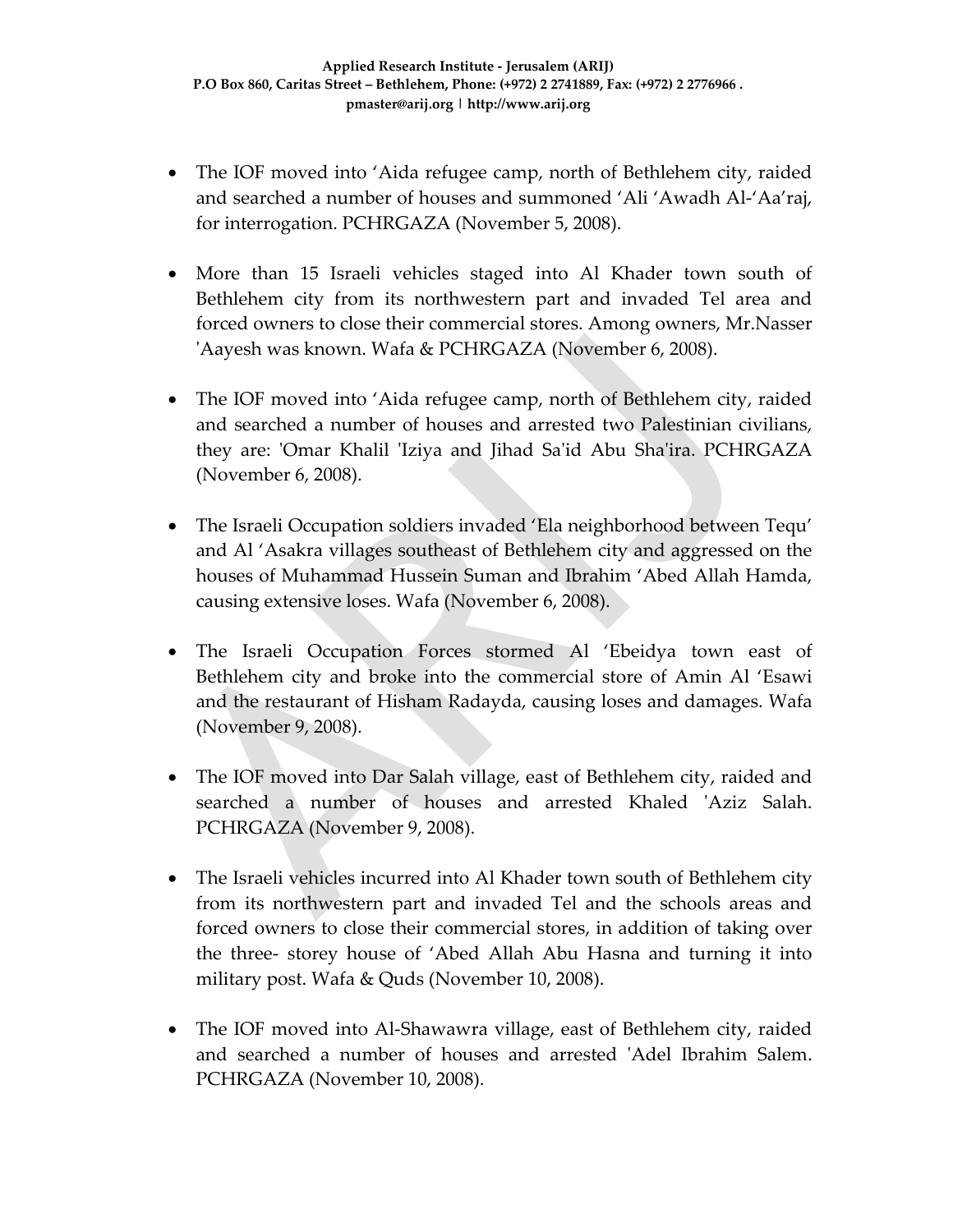- The IOF moved into 'Aida refugee camp, north of Bethlehem city, raided and searched a number of houses and summoned 'Ali 'Awadh Al-'Aa'raj, for interrogation. PCHRGAZA (November 5, 2008).

- More than 15 Israeli vehicles staged into Al Khader town south of Bethlehem city from its northwestern part and invaded Tel area and forced owners to close their commercial stores. Among owners, Mr.Nasser 'Aayesh was known. Wafa & PCHRGAZA (November 6, 2008).

- The IOF moved into 'Aida refugee camp, north of Bethlehem city, raided and searched a number of houses and arrested two Palestinian civilians, they are: 'Omar Khalil 'Iziya and Jihad Sa'id Abu Sha'ira. PCHRGAZA (November 6, 2008).

- The Israeli Occupation soldiers invaded 'Ela neighborhood between Tequ' and Al 'Asakra villages southeast of Bethlehem city and aggressed on the houses of Muhammad Hussein Suman and Ibrahim 'Abed Allah Hamda, causing extensive loses. Wafa (November 6, 2008).

- The Israeli Occupation Forces stormed Al 'Ebeidya town east of Bethlehem city and broke into the commercial store of Amin Al 'Esawi and the restaurant of Hisham Radayda, causing loses and damages. Wafa (November 9, 2008).

- The IOF moved into Dar Salah village, east of Bethlehem city, raided and searched a number of houses and arrested Khaled 'Aziz Salah. PCHRGAZA (November 9, 2008).

- The Israeli vehicles incurred into Al Khader town south of Bethlehem city from its northwestern part and invaded Tel and the schools areas and forced owners to close their commercial stores, in addition of taking over the three- storey house of 'Abed Allah Abu Hasna and turning it into military post. Wafa & Quds (November 10, 2008).

- The IOF moved into Al-Shawawra village, east of Bethlehem city, raided and searched a number of houses and arrested 'Adel Ibrahim Salem. PCHRGAZA (November 10, 2008).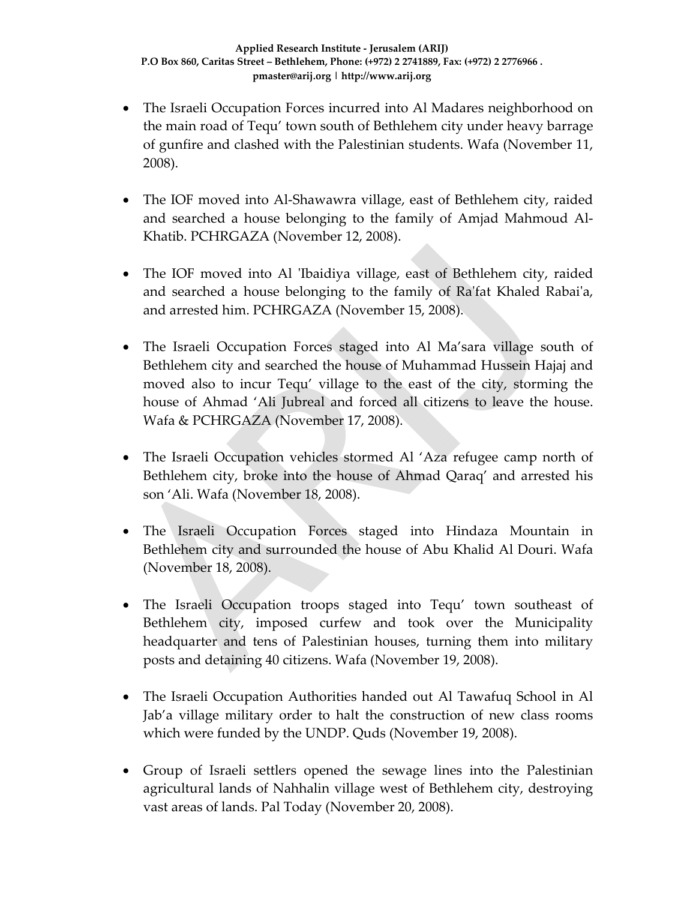- The Israeli Occupation Forces incurred into Al Madares neighborhood on the main road of Tequ' town south of Bethlehem city under heavy barrage of gunfire and clashed with the Palestinian students. Wafa (November 11, 2008).

- The IOF moved into Al-Shawawra village, east of Bethlehem city, raided and searched a house belonging to the family of Amjad Mahmoud Al-Khatib. PCHRGAZA (November 12, 2008).

- The IOF moved into Al 'Ibaidiya village, east of Bethlehem city, raided and searched a house belonging to the family of Ra'fat Khaled Rabai'a, and arrested him. PCHRGAZA (November 15, 2008).

- The Israeli Occupation Forces staged into Al Ma'sara village south of Bethlehem city and searched the house of Muhammad Hussein Hajaj and moved also to incur Tequ' village to the east of the city, storming the house of Ahmad 'Ali Jubreal and forced all citizens to leave the house. Wafa & PCHRGAZA (November 17, 2008).

- The Israeli Occupation vehicles stormed Al 'Aza refugee camp north of Bethlehem city, broke into the house of Ahmad Qaraq' and arrested his son 'Ali. Wafa (November 18, 2008).

- The Israeli Occupation Forces staged into Hindaza Mountain in Bethlehem city and surrounded the house of Abu Khalid Al Douri. Wafa (November 18, 2008).

- The Israeli Occupation troops staged into Tequ' town southeast of Bethlehem city, imposed curfew and took over the Municipality headquarter and tens of Palestinian houses, turning them into military posts and detaining 40 citizens. Wafa (November 19, 2008).

- The Israeli Occupation Authorities handed out Al Tawafuq School in Al Jab'a village military order to halt the construction of new class rooms which were funded by the UNDP. Quds (November 19, 2008).

- Group of Israeli settlers opened the sewage lines into the Palestinian agricultural lands of Nahhalin village west of Bethlehem city, destroying vast areas of lands. Pal Today (November 20, 2008).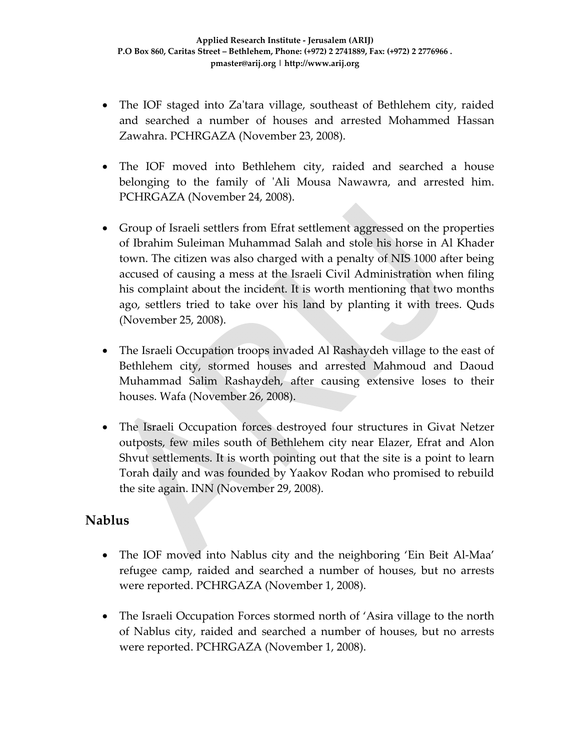- The IOF staged into Za'tara village, southeast of Bethlehem city, raided and searched a number of houses and arrested Mohammed Hassan Zawahra. PCHRGAZA (November 23, 2008).

- The IOF moved into Bethlehem city, raided and searched a house belonging to the family of 'Ali Mousa Nawawra, and arrested him. PCHRGAZA (November 24, 2008).

- Group of Israeli settlers from Efrat settlement aggressed on the properties of Ibrahim Suleiman Muhammad Salah and stole his horse in Al Khader town. The citizen was also charged with a penalty of NIS 1000 after being accused of causing a mess at the Israeli Civil Administration when filing his complaint about the incident. It is worth mentioning that two months ago, settlers tried to take over his land by planting it with trees. Quds (November 25, 2008).

- The Israeli Occupation troops invaded Al Rashaydeh village to the east of Bethlehem city, stormed houses and arrested Mahmoud and Daoud Muhammad Salim Rashaydeh, after causing extensive loses to their houses. Wafa (November 26, 2008).

- The Israeli Occupation forces destroyed four structures in Givat Netzer outposts, few miles south of Bethlehem city near Elazer, Efrat and Alon Shvut settlements. It is worth pointing out that the site is a point to learn Torah daily and was founded by Yaakov Rodan who promised to rebuild the site again. INN (November 29, 2008).

## Nablus

- The IOF moved into Nablus city and the neighboring 'Ein Beit Al-Maa' refugee camp, raided and searched a number of houses, but no arrests were reported. PCHRGAZA (November 1, 2008).

- The Israeli Occupation Forces stormed north of 'Asira village to the north of Nablus city, raided and searched a number of houses, but no arrests were reported. PCHRGAZA (November 1, 2008).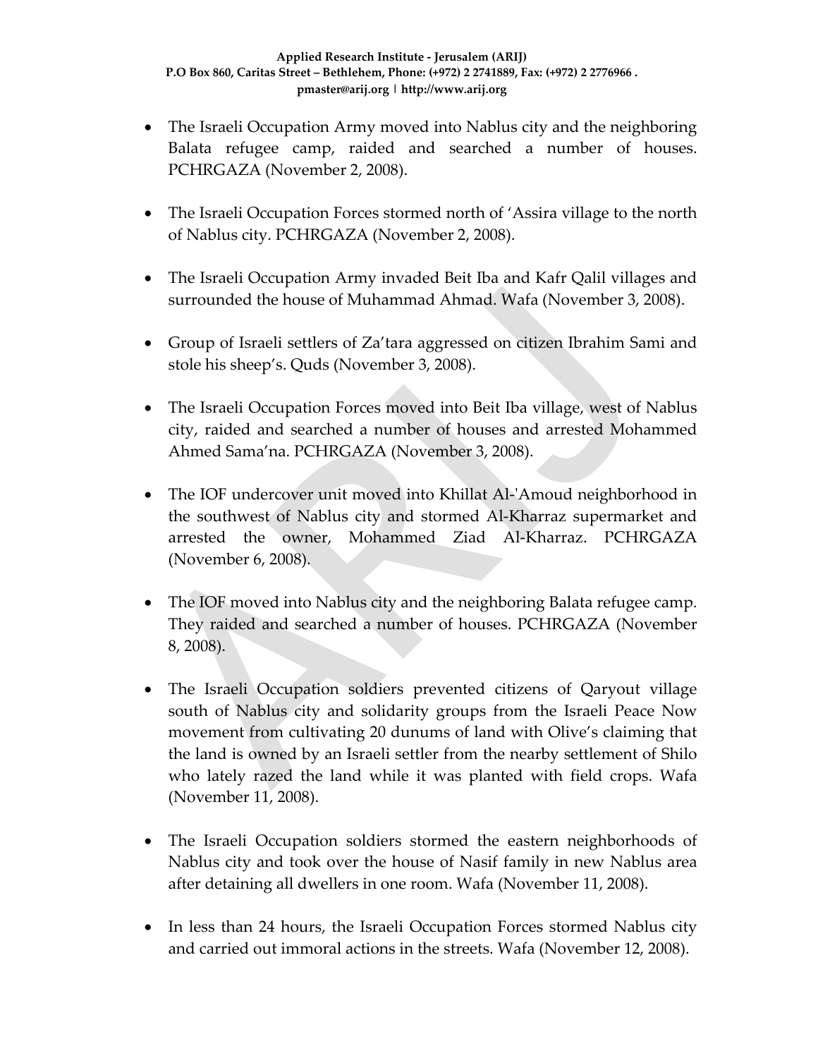- The Israeli Occupation Army moved into Nablus city and the neighboring Balata refugee camp, raided and searched a number of houses. PCHRGAZA (November 2, 2008).

- The Israeli Occupation Forces stormed north of 'Assira village to the north of Nablus city. PCHRGAZA (November 2, 2008).

- The Israeli Occupation Army invaded Beit Iba and Kafr Qalil villages and surrounded the house of Muhammad Ahmad. Wafa (November 3, 2008).

- Group of Israeli settlers of Za'tara aggressed on citizen Ibrahim Sami and stole his sheep's. Quds (November 3, 2008).

- The Israeli Occupation Forces moved into Beit Iba village, west of Nablus city, raided and searched a number of houses and arrested Mohammed Ahmed Sama'na. PCHRGAZA (November 3, 2008).

- The IOF undercover unit moved into Khillat Al-'Amoud neighborhood in the southwest of Nablus city and stormed Al-Kharraz supermarket and arrested the owner, Mohammed Ziad Al-Kharraz. PCHRGAZA (November 6, 2008).

- The IOF moved into Nablus city and the neighboring Balata refugee camp. They raided and searched a number of houses. PCHRGAZA (November 8, 2008).

- The Israeli Occupation soldiers prevented citizens of Qaryout village south of Nablus city and solidarity groups from the Israeli Peace Now movement from cultivating 20 dunums of land with Olive's claiming that the land is owned by an Israeli settler from the nearby settlement of Shilo who lately razed the land while it was planted with field crops. Wafa (November 11, 2008).

- The Israeli Occupation soldiers stormed the eastern neighborhoods of Nablus city and took over the house of Nasif family in new Nablus area after detaining all dwellers in one room. Wafa (November 11, 2008).

- In less than 24 hours, the Israeli Occupation Forces stormed Nablus city and carried out immoral actions in the streets. Wafa (November 12, 2008).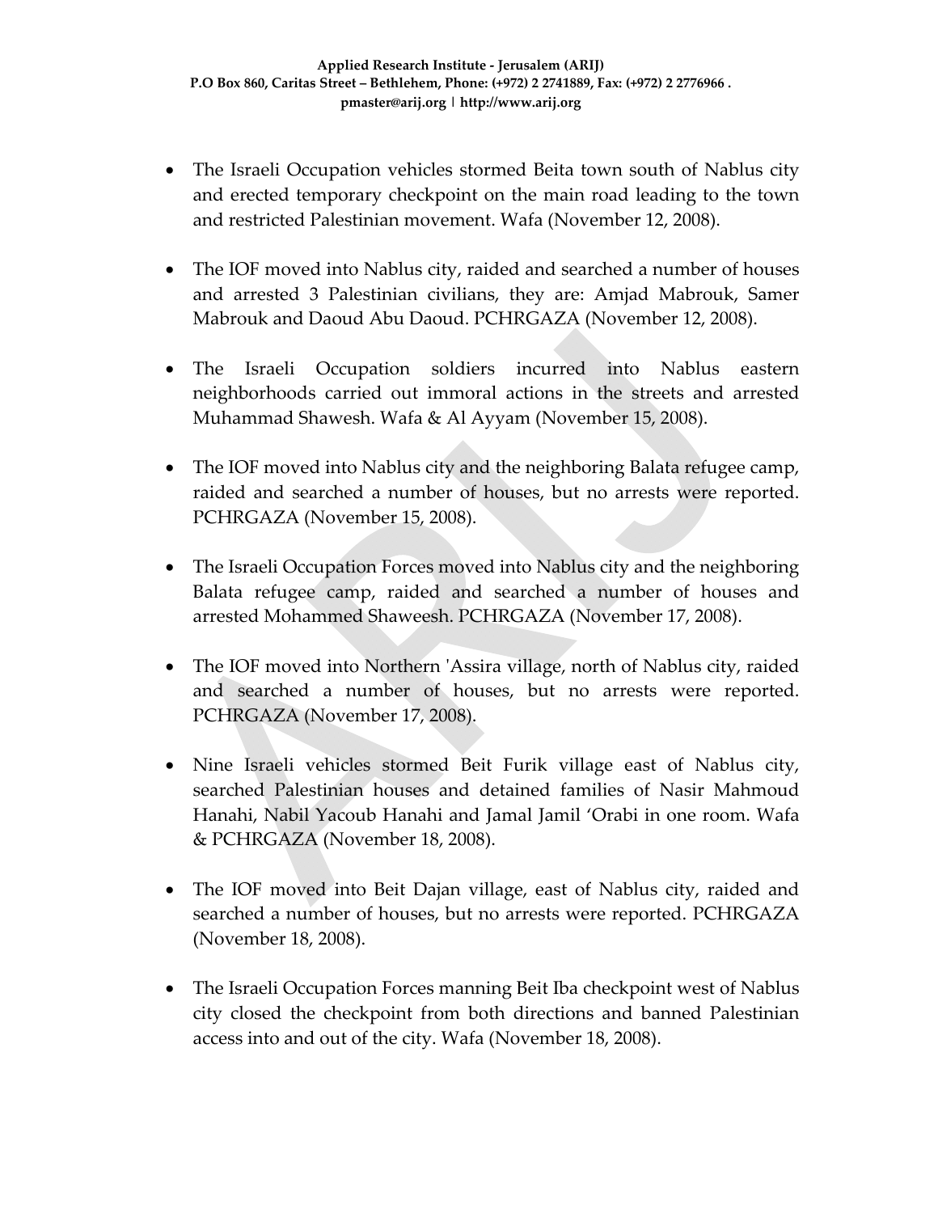- The Israeli Occupation vehicles stormed Beita town south of Nablus city and erected temporary checkpoint on the main road leading to the town and restricted Palestinian movement. Wafa (November 12, 2008).

- The IOF moved into Nablus city, raided and searched a number of houses and arrested 3 Palestinian civilians, they are: Amjad Mabrouk, Samer Mabrouk and Daoud Abu Daoud. PCHRGAZA (November 12, 2008).

- The Israeli Occupation soldiers incurred into Nablus eastern neighborhoods carried out immoral actions in the streets and arrested Muhammad Shawesh. Wafa & Al Ayyam (November 15, 2008).

- The IOF moved into Nablus city and the neighboring Balata refugee camp, raided and searched a number of houses, but no arrests were reported. PCHRGAZA (November 15, 2008).

- The Israeli Occupation Forces moved into Nablus city and the neighboring Balata refugee camp, raided and searched a number of houses and arrested Mohammed Shaweesh. PCHRGAZA (November 17, 2008).

- The IOF moved into Northern 'Assira village, north of Nablus city, raided and searched a number of houses, but no arrests were reported. PCHRGAZA (November 17, 2008).

- Nine Israeli vehicles stormed Beit Furik village east of Nablus city, searched Palestinian houses and detained families of Nasir Mahmoud Hanahi, Nabil Yacoub Hanahi and Jamal Jamil 'Orabi in one room. Wafa & PCHRGAZA (November 18, 2008).

- The IOF moved into Beit Dajan village, east of Nablus city, raided and searched a number of houses, but no arrests were reported. PCHRGAZA (November 18, 2008).

- The Israeli Occupation Forces manning Beit Iba checkpoint west of Nablus city closed the checkpoint from both directions and banned Palestinian access into and out of the city. Wafa (November 18, 2008).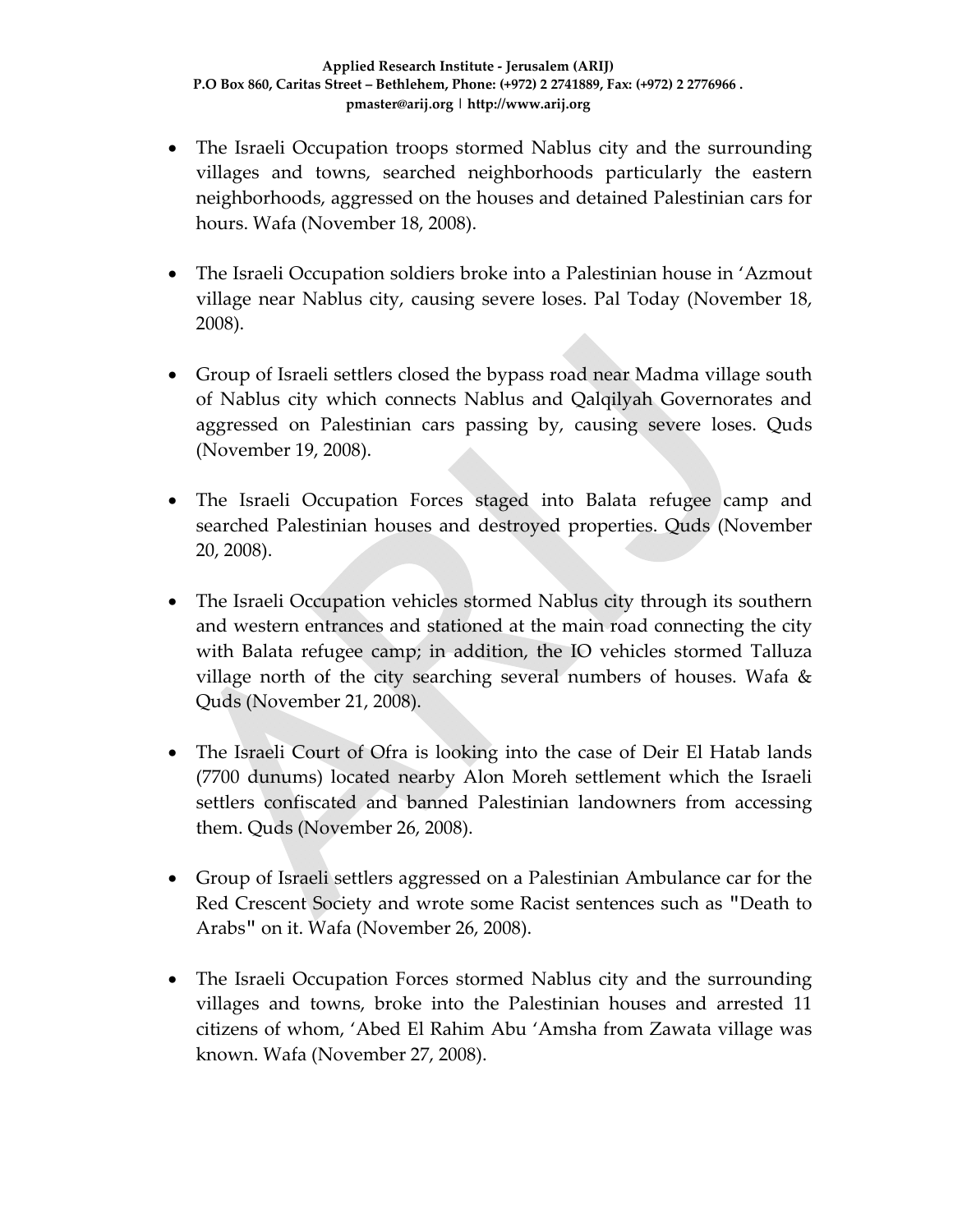- The Israeli Occupation troops stormed Nablus city and the surrounding villages and towns, searched neighborhoods particularly the eastern neighborhoods, aggressed on the houses and detained Palestinian cars for hours. Wafa (November 18, 2008).

- The Israeli Occupation soldiers broke into a Palestinian house in 'Azmout village near Nablus city, causing severe loses. Pal Today (November 18, 2008).

- Group of Israeli settlers closed the bypass road near Madma village south of Nablus city which connects Nablus and Qalqilyah Governorates and aggressed on Palestinian cars passing by, causing severe loses. Quds (November 19, 2008).

- The Israeli Occupation Forces staged into Balata refugee camp and searched Palestinian houses and destroyed properties. Quds (November 20, 2008).

- The Israeli Occupation vehicles stormed Nablus city through its southern and western entrances and stationed at the main road connecting the city with Balata refugee camp; in addition, the IO vehicles stormed Talluza village north of the city searching several numbers of houses. Wafa & Quds (November 21, 2008).

- The Israeli Court of Ofra is looking into the case of Deir El Hatab lands (7700 dunums) located nearby Alon Moreh settlement which the Israeli settlers confiscated and banned Palestinian landowners from accessing them. Quds (November 26, 2008).

- Group of Israeli settlers aggressed on a Palestinian Ambulance car for the Red Crescent Society and wrote some Racist sentences such as "Death to Arabs" on it. Wafa (November 26, 2008).

- The Israeli Occupation Forces stormed Nablus city and the surrounding villages and towns, broke into the Palestinian houses and arrested 11 citizens of whom, 'Abed El Rahim Abu 'Amsha from Zawata village was known. Wafa (November 27, 2008).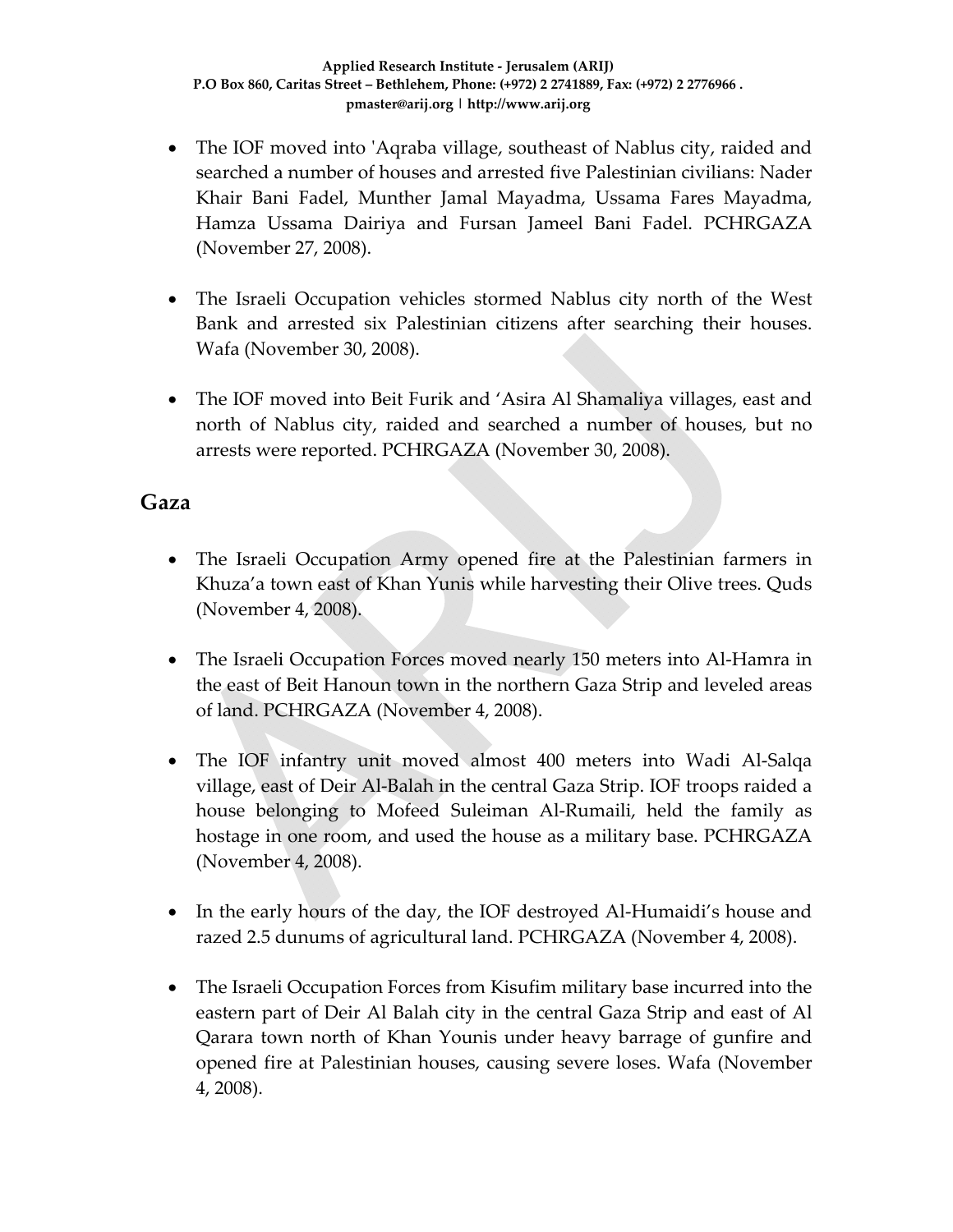- The IOF moved into 'Aqraba village, southeast of Nablus city, raided and searched a number of houses and arrested five Palestinian civilians: Nader Khair Bani Fadel, Munther Jamal Mayadma, Ussama Fares Mayadma, Hamza Ussama Dairiya and Fursan Jameel Bani Fadel. PCHRGAZA (November 27, 2008).

- The Israeli Occupation vehicles stormed Nablus city north of the West Bank and arrested six Palestinian citizens after searching their houses. Wafa (November 30, 2008).

- The IOF moved into Beit Furik and 'Asira Al Shamaliya villages, east and north of Nablus city, raided and searched a number of houses, but no arrests were reported. PCHRGAZA (November 30, 2008).

## Gaza

- The Israeli Occupation Army opened fire at the Palestinian farmers in Khuza'a town east of Khan Yunis while harvesting their Olive trees. Quds (November 4, 2008).

- The Israeli Occupation Forces moved nearly 150 meters into Al-Hamra in the east of Beit Hanoun town in the northern Gaza Strip and leveled areas of land. PCHRGAZA (November 4, 2008).

- The IOF infantry unit moved almost 400 meters into Wadi Al-Salqa village, east of Deir Al-Balah in the central Gaza Strip. IOF troops raided a house belonging to Mofeed Suleiman Al-Rumaili, held the family as hostage in one room, and used the house as a military base. PCHRGAZA (November 4, 2008).

- In the early hours of the day, the IOF destroyed Al-Humaidi's house and razed 2.5 dunums of agricultural land. PCHRGAZA (November 4, 2008).

- The Israeli Occupation Forces from Kisufim military base incurred into the eastern part of Deir Al Balah city in the central Gaza Strip and east of Al Qarara town north of Khan Younis under heavy barrage of gunfire and opened fire at Palestinian houses, causing severe loses. Wafa (November 4, 2008).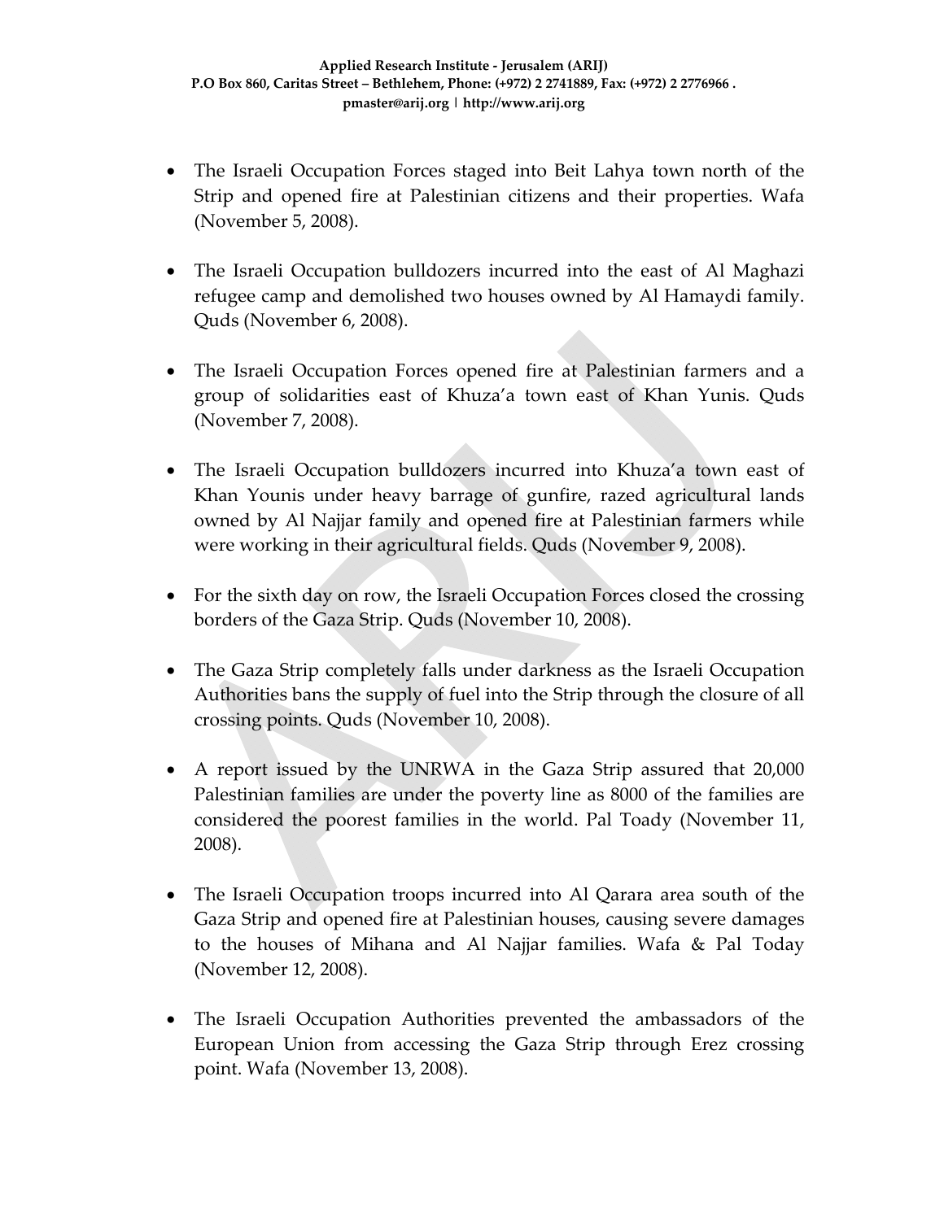- The Israeli Occupation Forces staged into Beit Lahya town north of the Strip and opened fire at Palestinian citizens and their properties. Wafa (November 5, 2008).

- The Israeli Occupation bulldozers incurred into the east of Al Maghazi refugee camp and demolished two houses owned by Al Hamaydi family. Quds (November 6, 2008).

- The Israeli Occupation Forces opened fire at Palestinian farmers and a group of solidarities east of Khuza'a town east of Khan Yunis. Quds (November 7, 2008).

- The Israeli Occupation bulldozers incurred into Khuza'a town east of Khan Younis under heavy barrage of gunfire, razed agricultural lands owned by Al Najjar family and opened fire at Palestinian farmers while were working in their agricultural fields. Quds (November 9, 2008).

- For the sixth day on row, the Israeli Occupation Forces closed the crossing borders of the Gaza Strip. Quds (November 10, 2008).

- The Gaza Strip completely falls under darkness as the Israeli Occupation Authorities bans the supply of fuel into the Strip through the closure of all crossing points. Quds (November 10, 2008).

- A report issued by the UNRWA in the Gaza Strip assured that 20,000 Palestinian families are under the poverty line as 8000 of the families are considered the poorest families in the world. Pal Toady (November 11, 2008).

- The Israeli Occupation troops incurred into Al Qarara area south of the Gaza Strip and opened fire at Palestinian houses, causing severe damages to the houses of Mihana and Al Najjar families. Wafa & Pal Today (November 12, 2008).

- The Israeli Occupation Authorities prevented the ambassadors of the European Union from accessing the Gaza Strip through Erez crossing point. Wafa (November 13, 2008).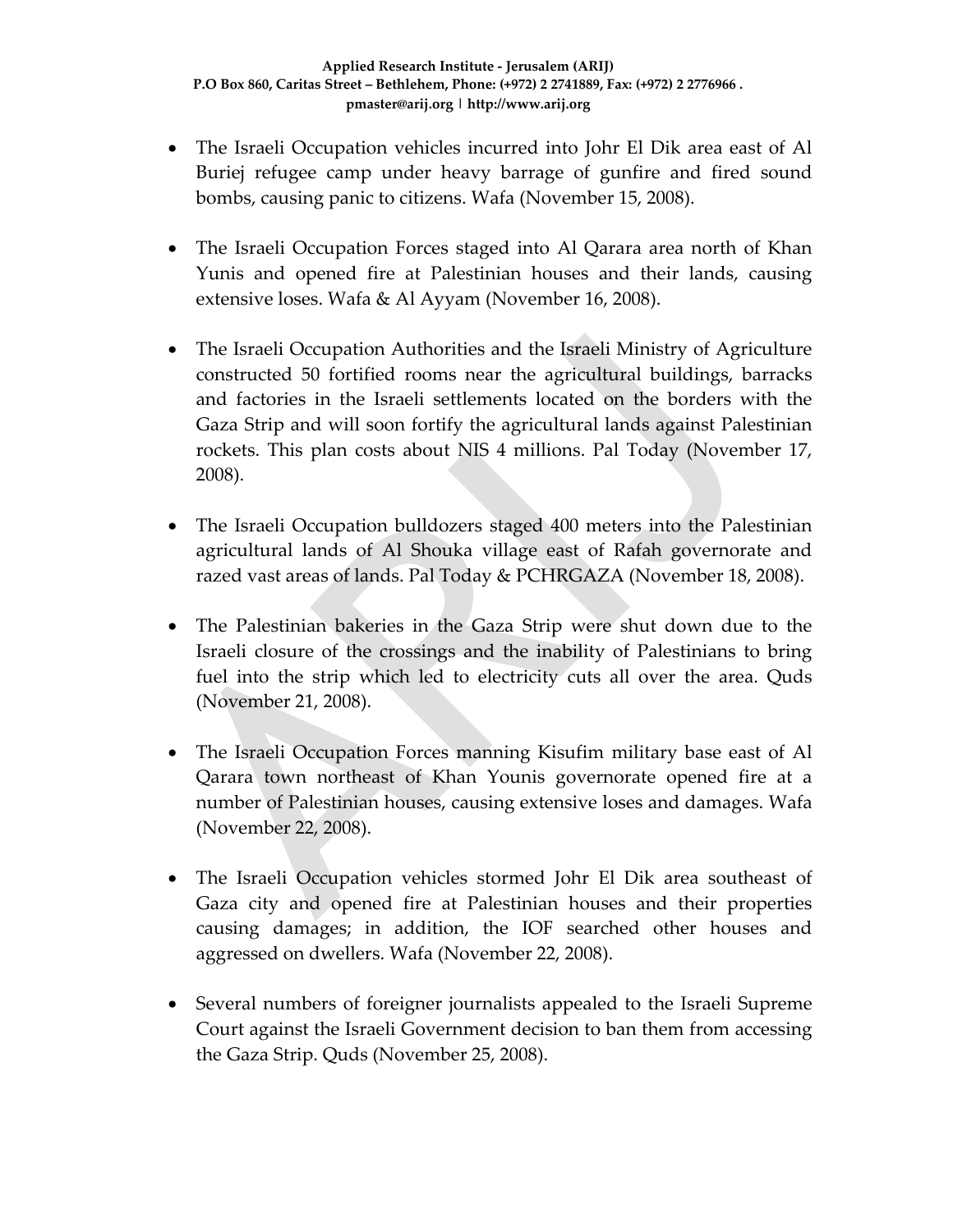- The Israeli Occupation vehicles incurred into Johr El Dik area east of Al Buriej refugee camp under heavy barrage of gunfire and fired sound bombs, causing panic to citizens. Wafa (November 15, 2008).

- The Israeli Occupation Forces staged into Al Qarara area north of Khan Yunis and opened fire at Palestinian houses and their lands, causing extensive loses. Wafa & Al Ayyam (November 16, 2008).

- The Israeli Occupation Authorities and the Israeli Ministry of Agriculture constructed 50 fortified rooms near the agricultural buildings, barracks and factories in the Israeli settlements located on the borders with the Gaza Strip and will soon fortify the agricultural lands against Palestinian rockets. This plan costs about NIS 4 millions. Pal Today (November 17, 2008).

- The Israeli Occupation bulldozers staged 400 meters into the Palestinian agricultural lands of Al Shouka village east of Rafah governorate and razed vast areas of lands. Pal Today & PCHRGAZA (November 18, 2008).

- The Palestinian bakeries in the Gaza Strip were shut down due to the Israeli closure of the crossings and the inability of Palestinians to bring fuel into the strip which led to electricity cuts all over the area. Quds (November 21, 2008).

- The Israeli Occupation Forces manning Kisufim military base east of Al Qarara town northeast of Khan Younis governorate opened fire at a number of Palestinian houses, causing extensive loses and damages. Wafa (November 22, 2008).

- The Israeli Occupation vehicles stormed Johr El Dik area southeast of Gaza city and opened fire at Palestinian houses and their properties causing damages; in addition, the IOF searched other houses and aggressed on dwellers. Wafa (November 22, 2008).

- Several numbers of foreigner journalists appealed to the Israeli Supreme Court against the Israeli Government decision to ban them from accessing the Gaza Strip. Quds (November 25, 2008).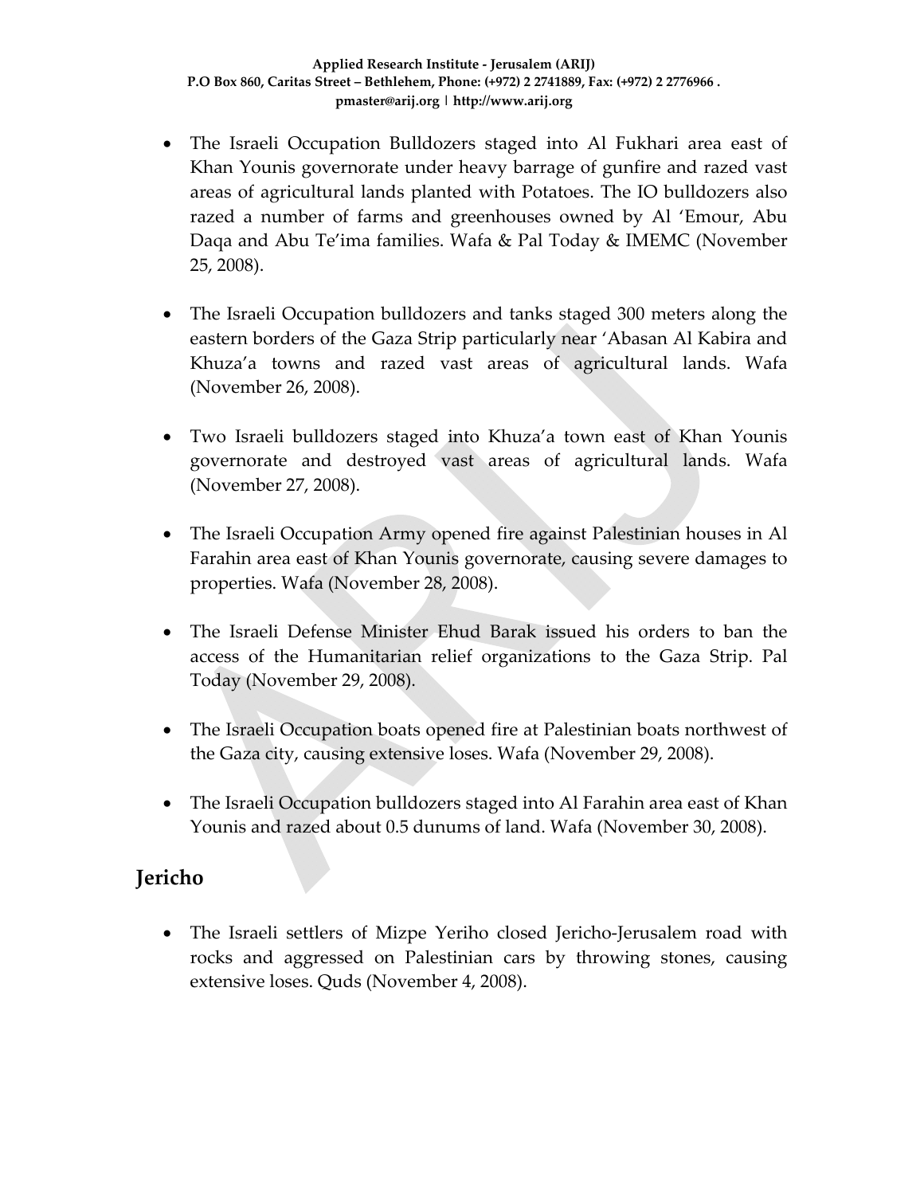- The Israeli Occupation Bulldozers staged into Al Fukhari area east of Khan Younis governorate under heavy barrage of gunfire and razed vast areas of agricultural lands planted with Potatoes. The IO bulldozers also razed a number of farms and greenhouses owned by Al 'Emour, Abu Daqa and Abu Te'ima families. Wafa & Pal Today & IMEMC (November 25, 2008).

- The Israeli Occupation bulldozers and tanks staged 300 meters along the eastern borders of the Gaza Strip particularly near 'Abasan Al Kabira and Khuza'a towns and razed vast areas of agricultural lands. Wafa (November 26, 2008).

- Two Israeli bulldozers staged into Khuza'a town east of Khan Younis governorate and destroyed vast areas of agricultural lands. Wafa (November 27, 2008).

- The Israeli Occupation Army opened fire against Palestinian houses in Al Farahin area east of Khan Younis governorate, causing severe damages to properties. Wafa (November 28, 2008).

- The Israeli Defense Minister Ehud Barak issued his orders to ban the access of the Humanitarian relief organizations to the Gaza Strip. Pal Today (November 29, 2008).

- The Israeli Occupation boats opened fire at Palestinian boats northwest of the Gaza city, causing extensive loses. Wafa (November 29, 2008).

- The Israeli Occupation bulldozers staged into Al Farahin area east of Khan Younis and razed about 0.5 dunums of land. Wafa (November 30, 2008).

## Jericho

- The Israeli settlers of Mizpe Yeriho closed Jericho-Jerusalem road with rocks and aggressed on Palestinian cars by throwing stones, causing extensive loses. Quds (November 4, 2008).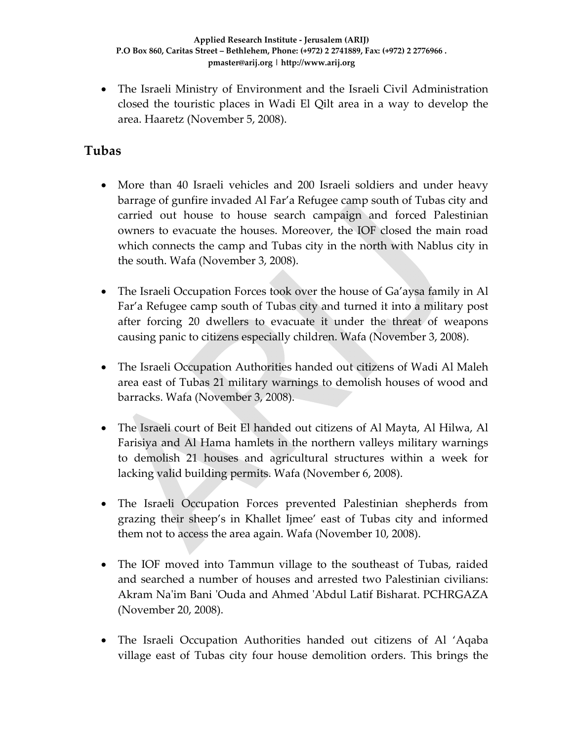- The Israeli Ministry of Environment and the Israeli Civil Administration closed the touristic places in Wadi El Qilt area in a way to develop the area. Haaretz (November 5, 2008).

## Tubas

- More than 40 Israeli vehicles and 200 Israeli soldiers and under heavy barrage of gunfire invaded Al Far'a Refugee camp south of Tubas city and carried out house to house search campaign and forced Palestinian owners to evacuate the houses. Moreover, the IOF closed the main road which connects the camp and Tubas city in the north with Nablus city in the south. Wafa (November 3, 2008).

- The Israeli Occupation Forces took over the house of Ga'aysa family in Al Far'a Refugee camp south of Tubas city and turned it into a military post after forcing 20 dwellers to evacuate it under the threat of weapons causing panic to citizens especially children. Wafa (November 3, 2008).

- The Israeli Occupation Authorities handed out citizens of Wadi Al Maleh area east of Tubas 21 military warnings to demolish houses of wood and barracks. Wafa (November 3, 2008).

- The Israeli court of Beit El handed out citizens of Al Mayta, Al Hilwa, Al Farisiya and Al Hama hamlets in the northern valleys military warnings to demolish 21 houses and agricultural structures within a week for lacking valid building permits. Wafa (November 6, 2008).

- The Israeli Occupation Forces prevented Palestinian shepherds from grazing their sheep's in Khallet Ijmee' east of Tubas city and informed them not to access the area again. Wafa (November 10, 2008).

- The IOF moved into Tammun village to the southeast of Tubas, raided and searched a number of houses and arrested two Palestinian civilians: Akram Na'im Bani 'Ouda and Ahmed 'Abdul Latif Bisharat. PCHRGAZA (November 20, 2008).

- The Israeli Occupation Authorities handed out citizens of Al 'Aqaba village east of Tubas city four house demolition orders. This brings the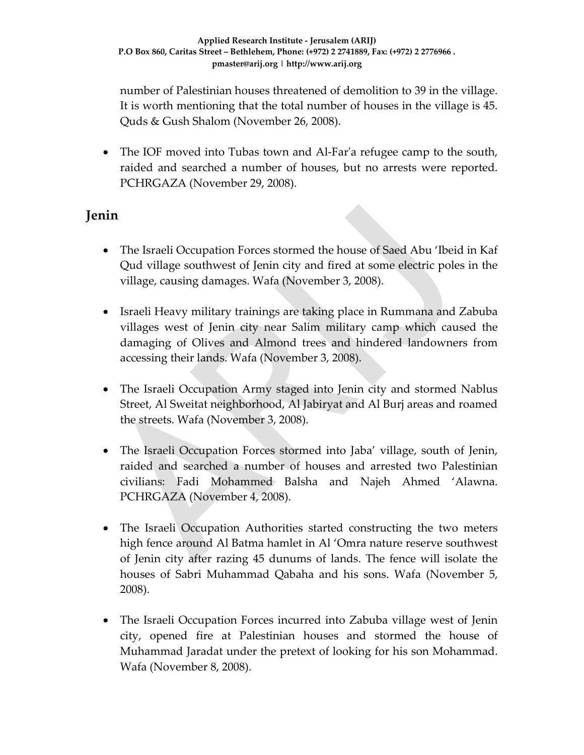number of Palestinian houses threatened of demolition to 39 in the village. It is worth mentioning that the total number of houses in the village is 45. Quds & Gush Shalom (November 26, 2008).

- The IOF moved into Tubas town and Al-Far'a refugee camp to the south, raided and searched a number of houses, but no arrests were reported. PCHRGAZA (November 29, 2008).

## Jenin

- The Israeli Occupation Forces stormed the house of Saed Abu 'Ibeid in Kaf Qud village southwest of Jenin city and fired at some electric poles in the village, causing damages. Wafa (November 3, 2008).

- Israeli Heavy military trainings are taking place in Rummana and Zabuba villages west of Jenin city near Salim military camp which caused the damaging of Olives and Almond trees and hindered landowners from accessing their lands. Wafa (November 3, 2008).

- The Israeli Occupation Army staged into Jenin city and stormed Nablus Street, Al Sweitat neighborhood, Al Jabiryat and Al Burj areas and roamed the streets. Wafa (November 3, 2008).

- The Israeli Occupation Forces stormed into Jaba' village, south of Jenin, raided and searched a number of houses and arrested two Palestinian civilians: Fadi Mohammed Balsha and Najeh Ahmed 'Alawna. PCHRGAZA (November 4, 2008).

- The Israeli Occupation Authorities started constructing the two meters high fence around Al Batma hamlet in Al 'Omra nature reserve southwest of Jenin city after razing 45 dunums of lands. The fence will isolate the houses of Sabri Muhammad Qabaha and his sons. Wafa (November 5, 2008).

- The Israeli Occupation Forces incurred into Zabuba village west of Jenin city, opened fire at Palestinian houses and stormed the house of Muhammad Jaradat under the pretext of looking for his son Mohammad. Wafa (November 8, 2008).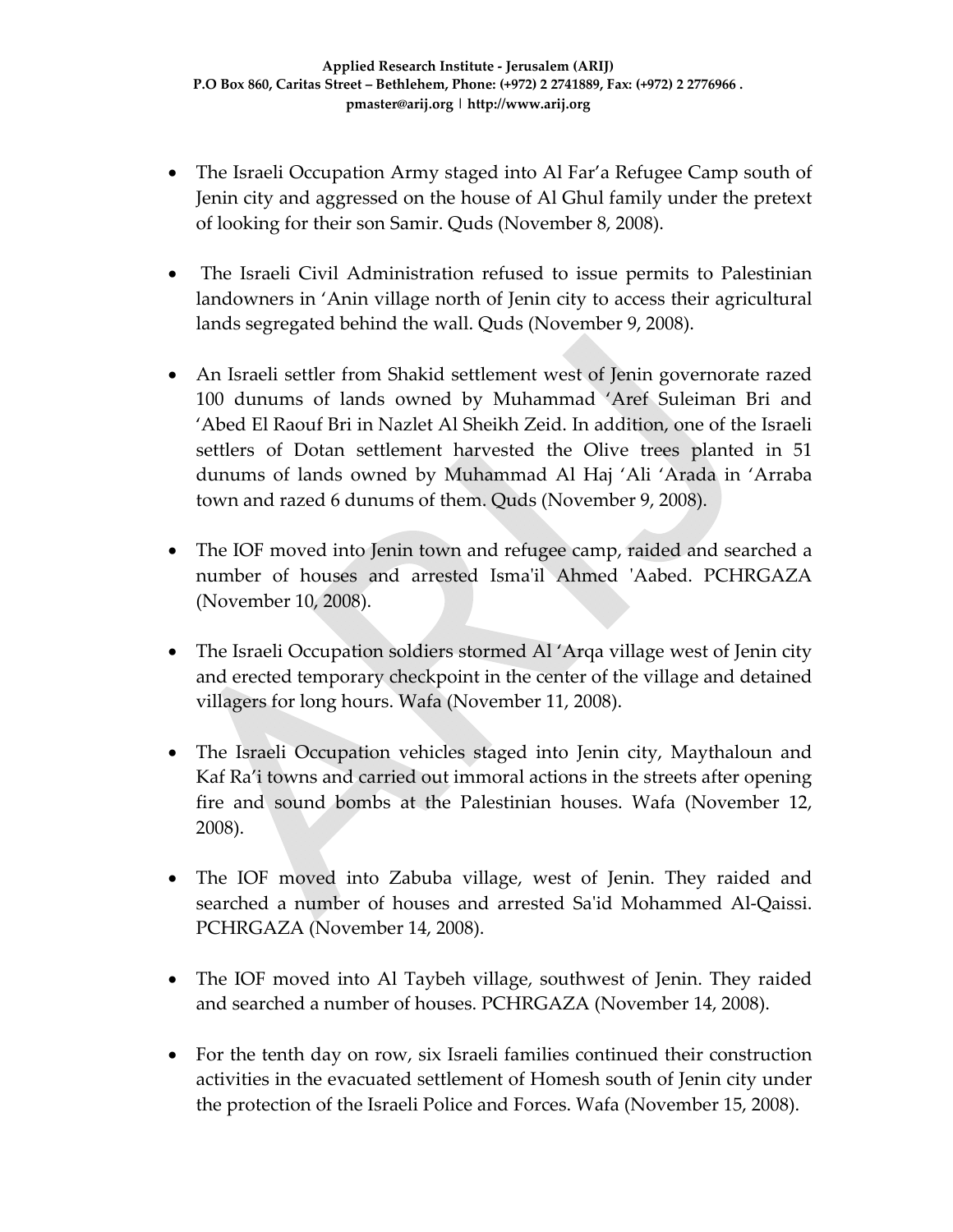- The Israeli Occupation Army staged into Al Far'a Refugee Camp south of Jenin city and aggressed on the house of Al Ghul family under the pretext of looking for their son Samir. Quds (November 8, 2008).

- The Israeli Civil Administration refused to issue permits to Palestinian landowners in 'Anin village north of Jenin city to access their agricultural lands segregated behind the wall. Quds (November 9, 2008).

- An Israeli settler from Shakid settlement west of Jenin governorate razed 100 dunums of lands owned by Muhammad 'Aref Suleiman Bri and 'Abed El Raouf Bri in Nazlet Al Sheikh Zeid. In addition, one of the Israeli settlers of Dotan settlement harvested the Olive trees planted in 51 dunums of lands owned by Muhammad Al Haj 'Ali 'Arada in 'Arraba town and razed 6 dunums of them. Quds (November 9, 2008).

- The IOF moved into Jenin town and refugee camp, raided and searched a number of houses and arrested Isma'il Ahmed 'Aabed. PCHRGAZA (November 10, 2008).

- The Israeli Occupation soldiers stormed Al 'Arqa village west of Jenin city and erected temporary checkpoint in the center of the village and detained villagers for long hours. Wafa (November 11, 2008).

- The Israeli Occupation vehicles staged into Jenin city, Maythaloun and Kaf Ra'i towns and carried out immoral actions in the streets after opening fire and sound bombs at the Palestinian houses. Wafa (November 12, 2008).

- The IOF moved into Zabuba village, west of Jenin. They raided and searched a number of houses and arrested Sa'id Mohammed Al-Qaissi. PCHRGAZA (November 14, 2008).

- The IOF moved into Al Taybeh village, southwest of Jenin. They raided and searched a number of houses. PCHRGAZA (November 14, 2008).

- For the tenth day on row, six Israeli families continued their construction activities in the evacuated settlement of Homesh south of Jenin city under the protection of the Israeli Police and Forces. Wafa (November 15, 2008).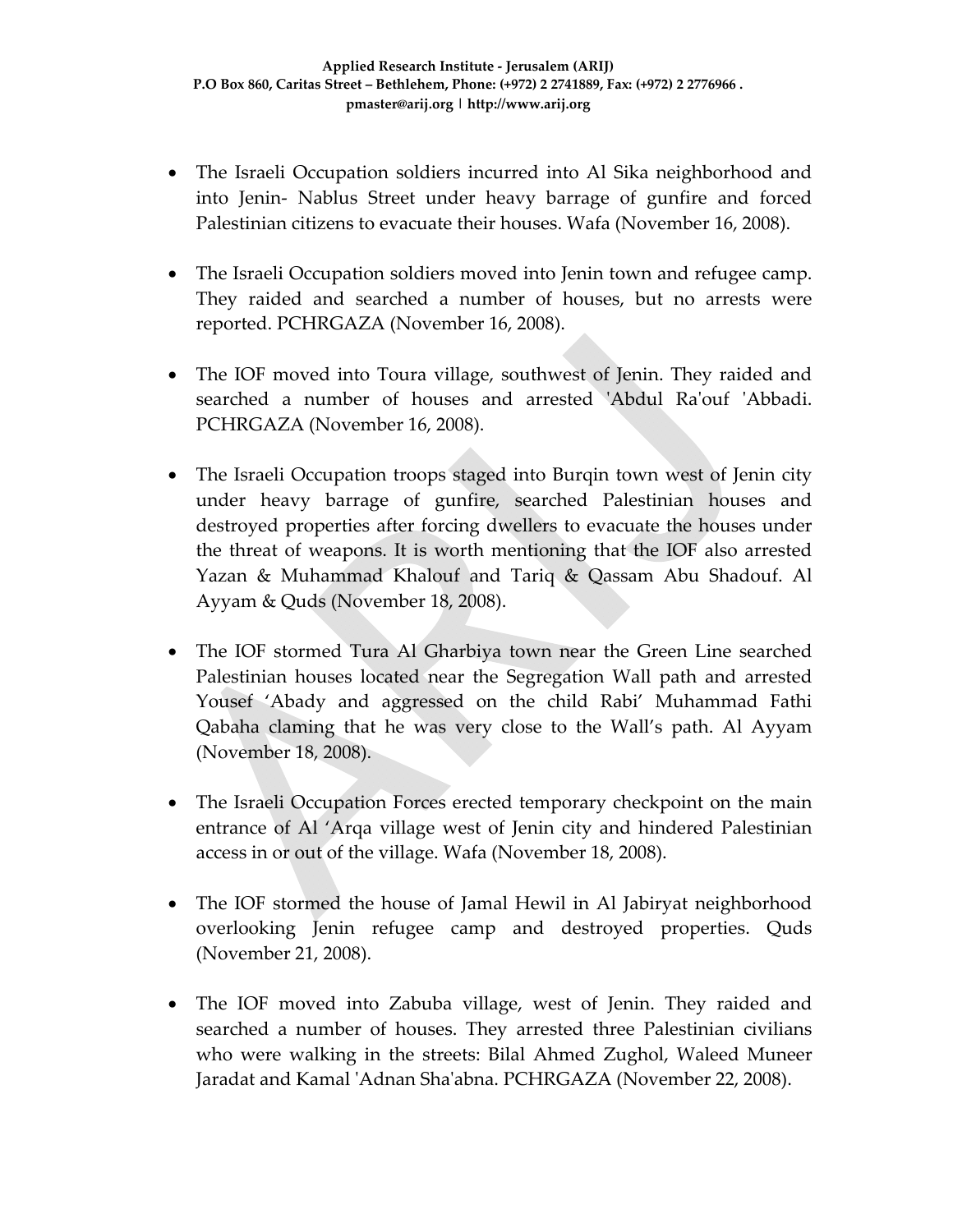- The Israeli Occupation soldiers incurred into Al Sika neighborhood and into Jenin- Nablus Street under heavy barrage of gunfire and forced Palestinian citizens to evacuate their houses. Wafa (November 16, 2008).

- The Israeli Occupation soldiers moved into Jenin town and refugee camp. They raided and searched a number of houses, but no arrests were reported. PCHRGAZA (November 16, 2008).

- The IOF moved into Toura village, southwest of Jenin. They raided and searched a number of houses and arrested 'Abdul Ra'ouf 'Abbadi. PCHRGAZA (November 16, 2008).

- The Israeli Occupation troops staged into Burqin town west of Jenin city under heavy barrage of gunfire, searched Palestinian houses and destroyed properties after forcing dwellers to evacuate the houses under the threat of weapons. It is worth mentioning that the IOF also arrested Yazan & Muhammad Khalouf and Tariq & Qassam Abu Shadouf. Al Ayyam & Quds (November 18, 2008).

- The IOF stormed Tura Al Gharbiya town near the Green Line searched Palestinian houses located near the Segregation Wall path and arrested Yousef 'Abady and aggressed on the child Rabi' Muhammad Fathi Qabaha claming that he was very close to the Wall's path. Al Ayyam (November 18, 2008).

- The Israeli Occupation Forces erected temporary checkpoint on the main entrance of Al 'Arqa village west of Jenin city and hindered Palestinian access in or out of the village. Wafa (November 18, 2008).

- The IOF stormed the house of Jamal Hewil in Al Jabiryat neighborhood overlooking Jenin refugee camp and destroyed properties. Quds (November 21, 2008).

- The IOF moved into Zabuba village, west of Jenin. They raided and searched a number of houses. They arrested three Palestinian civilians who were walking in the streets: Bilal Ahmed Zughol, Waleed Muneer Jaradat and Kamal 'Adnan Sha'abna. PCHRGAZA (November 22, 2008).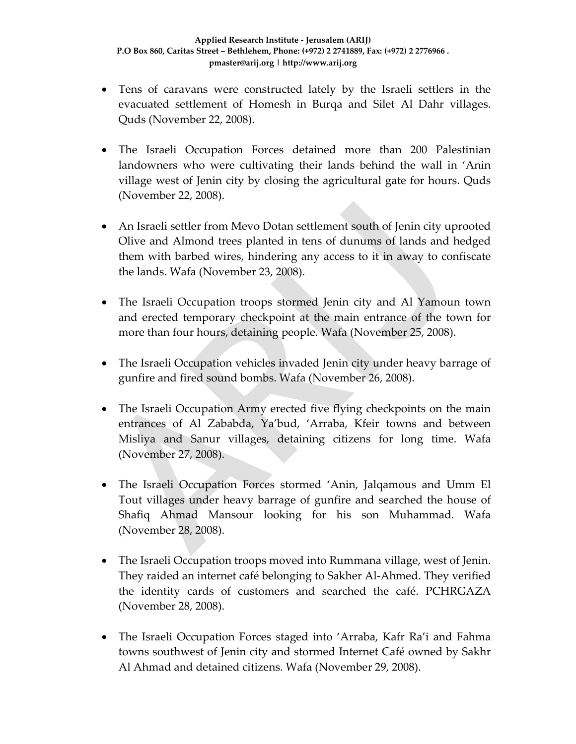- Tens of caravans were constructed lately by the Israeli settlers in the evacuated settlement of Homesh in Burqa and Silet Al Dahr villages. Quds (November 22, 2008).

- The Israeli Occupation Forces detained more than 200 Palestinian landowners who were cultivating their lands behind the wall in 'Anin village west of Jenin city by closing the agricultural gate for hours. Quds (November 22, 2008).

- An Israeli settler from Mevo Dotan settlement south of Jenin city uprooted Olive and Almond trees planted in tens of dunums of lands and hedged them with barbed wires, hindering any access to it in away to confiscate the lands. Wafa (November 23, 2008).

- The Israeli Occupation troops stormed Jenin city and Al Yamoun town and erected temporary checkpoint at the main entrance of the town for more than four hours, detaining people. Wafa (November 25, 2008).

- The Israeli Occupation vehicles invaded Jenin city under heavy barrage of gunfire and fired sound bombs. Wafa (November 26, 2008).

- The Israeli Occupation Army erected five flying checkpoints on the main entrances of Al Zababda, Ya'bud, 'Arraba, Kfeir towns and between Misliya and Sanur villages, detaining citizens for long time. Wafa (November 27, 2008).

- The Israeli Occupation Forces stormed 'Anin, Jalqamous and Umm El Tout villages under heavy barrage of gunfire and searched the house of Shafiq Ahmad Mansour looking for his son Muhammad. Wafa (November 28, 2008).

- The Israeli Occupation troops moved into Rummana village, west of Jenin. They raided an internet café belonging to Sakher Al-Ahmed. They verified the identity cards of customers and searched the café. PCHRGAZA (November 28, 2008).

- The Israeli Occupation Forces staged into 'Arraba, Kafr Ra'i and Fahma towns southwest of Jenin city and stormed Internet Café owned by Sakhr Al Ahmad and detained citizens. Wafa (November 29, 2008).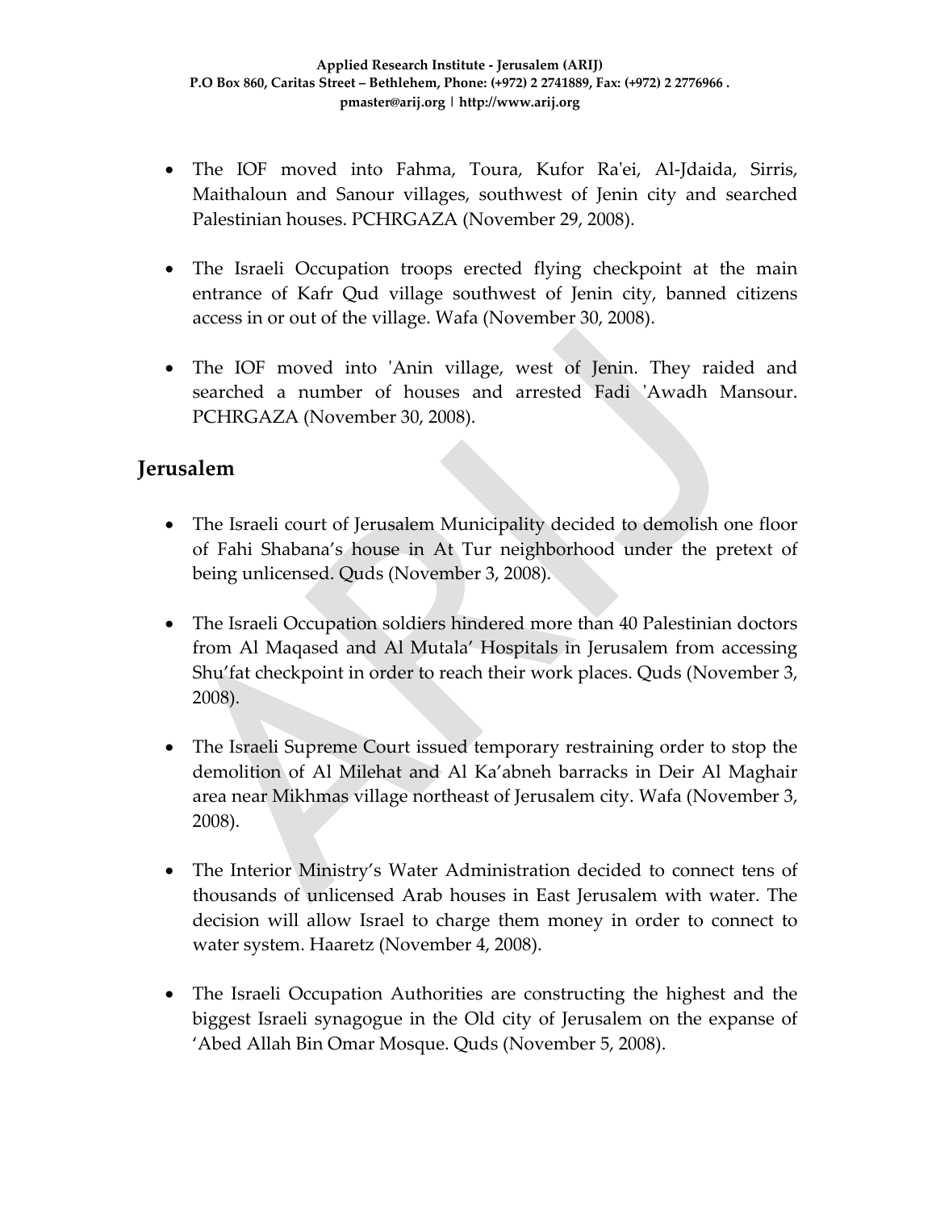- The IOF moved into Fahma, Toura, Kufor Ra'ei, Al-Jdaida, Sirris, Maithaloun and Sanour villages, southwest of Jenin city and searched Palestinian houses. PCHRGAZA (November 29, 2008).

- The Israeli Occupation troops erected flying checkpoint at the main entrance of Kafr Qud village southwest of Jenin city, banned citizens access in or out of the village. Wafa (November 30, 2008).

- The IOF moved into 'Anin village, west of Jenin. They raided and searched a number of houses and arrested Fadi 'Awadh Mansour. PCHRGAZA (November 30, 2008).

## Jerusalem

- The Israeli court of Jerusalem Municipality decided to demolish one floor of Fahi Shabana's house in At Tur neighborhood under the pretext of being unlicensed. Quds (November 3, 2008).

- The Israeli Occupation soldiers hindered more than 40 Palestinian doctors from Al Maqased and Al Mutala' Hospitals in Jerusalem from accessing Shu'fat checkpoint in order to reach their work places. Quds (November 3, 2008).

- The Israeli Supreme Court issued temporary restraining order to stop the demolition of Al Milehat and Al Ka'abneh barracks in Deir Al Maghair area near Mikhmas village northeast of Jerusalem city. Wafa (November 3, 2008).

- The Interior Ministry's Water Administration decided to connect tens of thousands of unlicensed Arab houses in East Jerusalem with water. The decision will allow Israel to charge them money in order to connect to water system. Haaretz (November 4, 2008).

- The Israeli Occupation Authorities are constructing the highest and the biggest Israeli synagogue in the Old city of Jerusalem on the expanse of 'Abed Allah Bin Omar Mosque. Quds (November 5, 2008).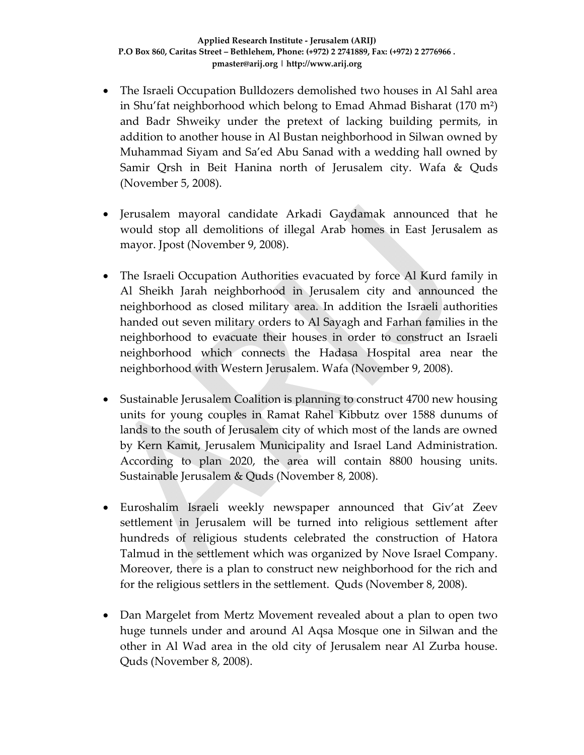- The Israeli Occupation Bulldozers demolished two houses in Al Sahl area in Shu'fat neighborhood which belong to Emad Ahmad Bisharat (170 m²) and Badr Shweiky under the pretext of lacking building permits, in addition to another house in Al Bustan neighborhood in Silwan owned by Muhammad Siyam and Sa'ed Abu Sanad with a wedding hall owned by Samir Qrsh in Beit Hanina north of Jerusalem city. Wafa & Quds (November 5, 2008).

- Jerusalem mayoral candidate Arkadi Gaydamak announced that he would stop all demolitions of illegal Arab homes in East Jerusalem as mayor. Jpost (November 9, 2008).

- The Israeli Occupation Authorities evacuated by force Al Kurd family in Al Sheikh Jarah neighborhood in Jerusalem city and announced the neighborhood as closed military area. In addition the Israeli authorities handed out seven military orders to Al Sayagh and Farhan families in the neighborhood to evacuate their houses in order to construct an Israeli neighborhood which connects the Hadasa Hospital area near the neighborhood with Western Jerusalem. Wafa (November 9, 2008).

- Sustainable Jerusalem Coalition is planning to construct 4700 new housing units for young couples in Ramat Rahel Kibbutz over 1588 dunums of lands to the south of Jerusalem city of which most of the lands are owned by Kern Kamit, Jerusalem Municipality and Israel Land Administration. According to plan 2020, the area will contain 8800 housing units. Sustainable Jerusalem & Quds (November 8, 2008).

- Euroshalim Israeli weekly newspaper announced that Giv'at Zeev settlement in Jerusalem will be turned into religious settlement after hundreds of religious students celebrated the construction of Hatora Talmud in the settlement which was organized by Nove Israel Company. Moreover, there is a plan to construct new neighborhood for the rich and for the religious settlers in the settlement. Quds (November 8, 2008).

- Dan Margelet from Mertz Movement revealed about a plan to open two huge tunnels under and around Al Aqsa Mosque one in Silwan and the other in Al Wad area in the old city of Jerusalem near Al Zurba house. Quds (November 8, 2008).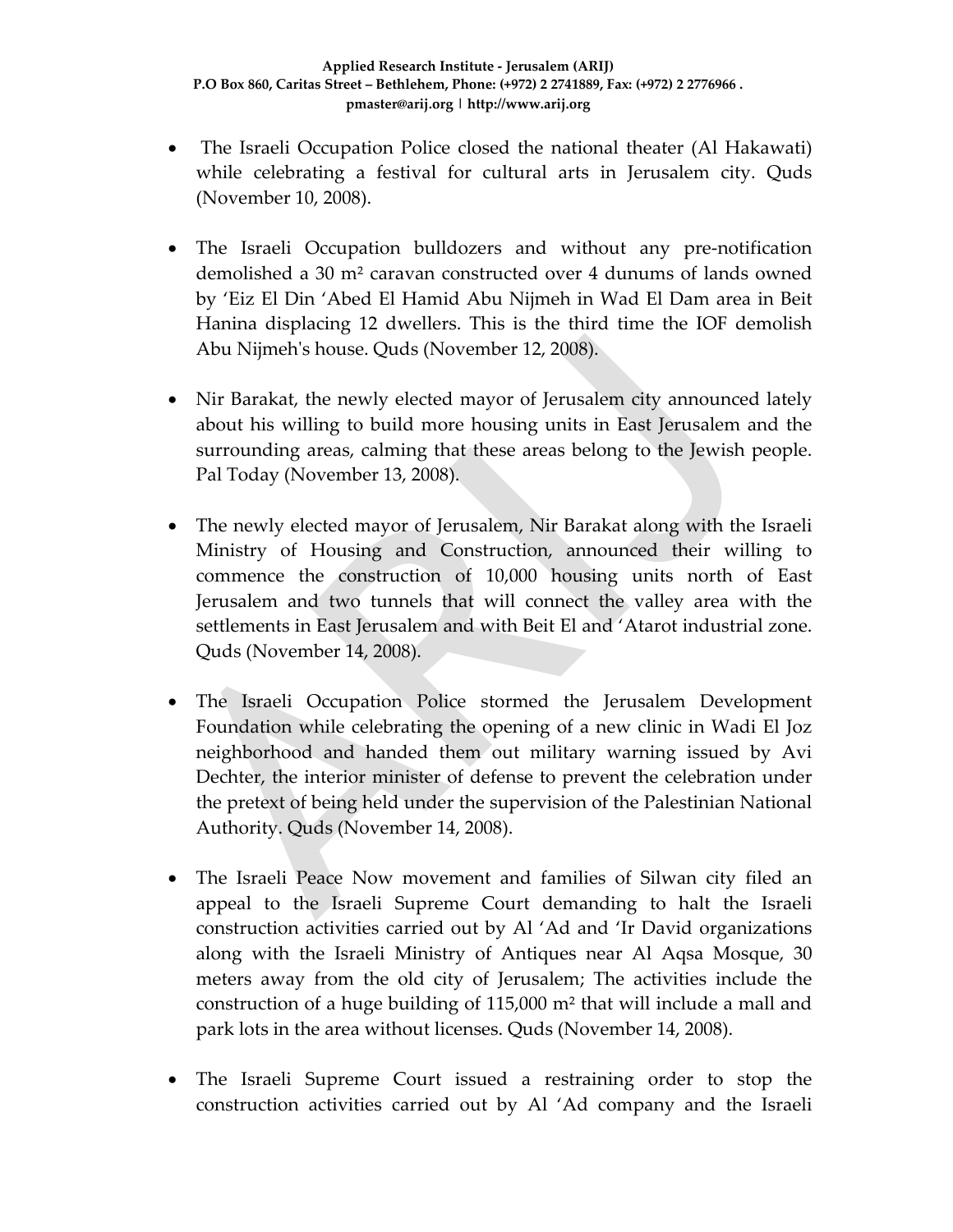- The Israeli Occupation Police closed the national theater (Al Hakawati) while celebrating a festival for cultural arts in Jerusalem city. Quds (November 10, 2008).

- The Israeli Occupation bulldozers and without any pre-notification demolished a 30 m² caravan constructed over 4 dunums of lands owned by 'Eiz El Din 'Abed El Hamid Abu Nijmeh in Wad El Dam area in Beit Hanina displacing 12 dwellers. This is the third time the IOF demolish Abu Nijmeh's house. Quds (November 12, 2008).

- Nir Barakat, the newly elected mayor of Jerusalem city announced lately about his willing to build more housing units in East Jerusalem and the surrounding areas, calming that these areas belong to the Jewish people. Pal Today (November 13, 2008).

- The newly elected mayor of Jerusalem, Nir Barakat along with the Israeli Ministry of Housing and Construction, announced their willing to commence the construction of 10,000 housing units north of East Jerusalem and two tunnels that will connect the valley area with the settlements in East Jerusalem and with Beit El and 'Atarot industrial zone. Quds (November 14, 2008).

- The Israeli Occupation Police stormed the Jerusalem Development Foundation while celebrating the opening of a new clinic in Wadi El Joz neighborhood and handed them out military warning issued by Avi Dechter, the interior minister of defense to prevent the celebration under the pretext of being held under the supervision of the Palestinian National Authority. Quds (November 14, 2008).

- The Israeli Peace Now movement and families of Silwan city filed an appeal to the Israeli Supreme Court demanding to halt the Israeli construction activities carried out by Al 'Ad and 'Ir David organizations along with the Israeli Ministry of Antiques near Al Aqsa Mosque, 30 meters away from the old city of Jerusalem; The activities include the construction of a huge building of 115,000 m² that will include a mall and park lots in the area without licenses. Quds (November 14, 2008).

- The Israeli Supreme Court issued a restraining order to stop the construction activities carried out by Al 'Ad company and the Israeli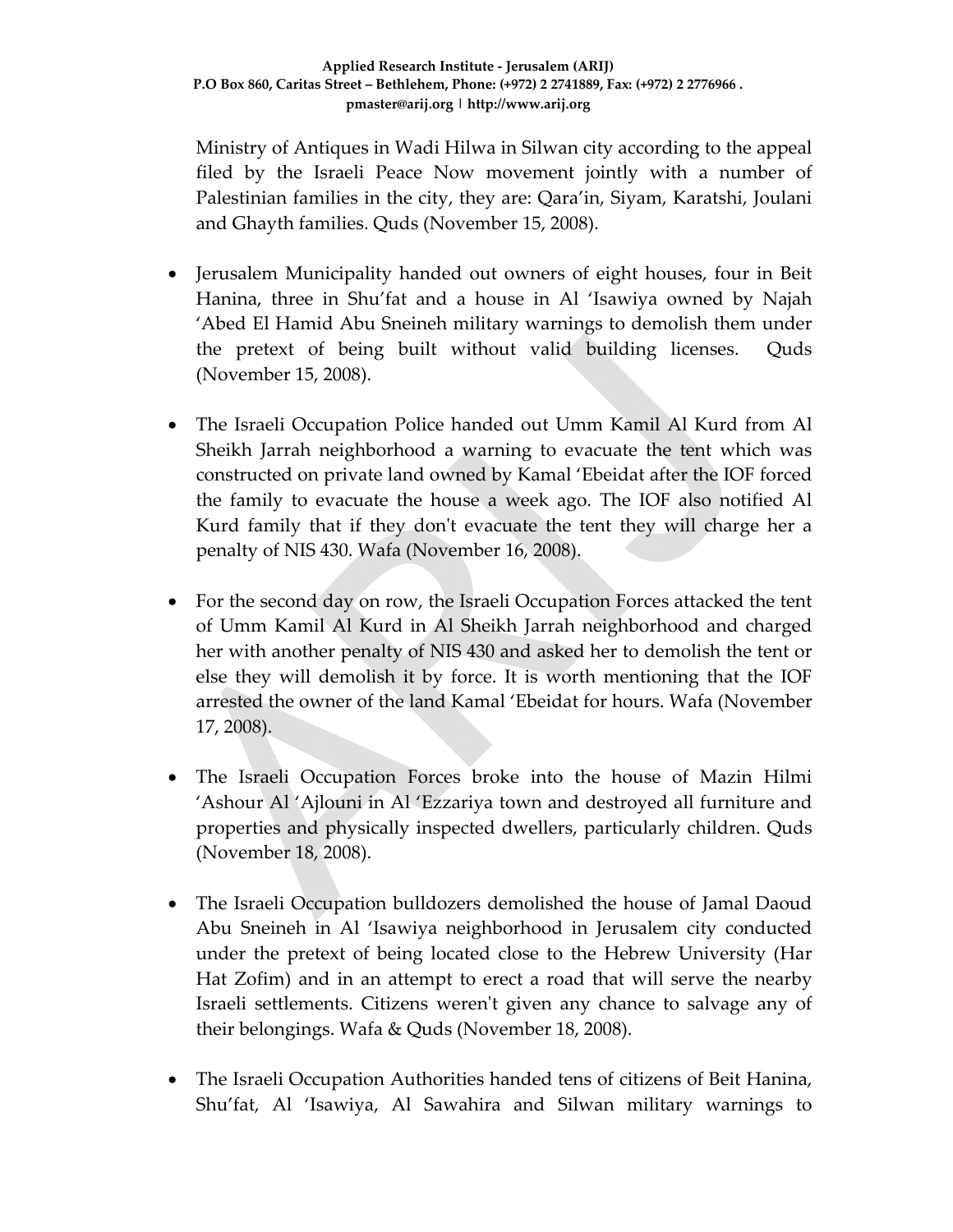Ministry of Antiques in Wadi Hilwa in Silwan city according to the appeal filed by the Israeli Peace Now movement jointly with a number of Palestinian families in the city, they are: Qara'in, Siyam, Karatshi, Joulani and Ghayth families. Quds (November 15, 2008).

- Jerusalem Municipality handed out owners of eight houses, four in Beit Hanina, three in Shu'fat and a house in Al 'Isawiya owned by Najah 'Abed El Hamid Abu Sneineh military warnings to demolish them under the pretext of being built without valid building licenses. Quds (November 15, 2008).

- The Israeli Occupation Police handed out Umm Kamil Al Kurd from Al Sheikh Jarrah neighborhood a warning to evacuate the tent which was constructed on private land owned by Kamal 'Ebeidat after the IOF forced the family to evacuate the house a week ago. The IOF also notified Al Kurd family that if they don't evacuate the tent they will charge her a penalty of NIS 430. Wafa (November 16, 2008).

- For the second day on row, the Israeli Occupation Forces attacked the tent of Umm Kamil Al Kurd in Al Sheikh Jarrah neighborhood and charged her with another penalty of NIS 430 and asked her to demolish the tent or else they will demolish it by force. It is worth mentioning that the IOF arrested the owner of the land Kamal 'Ebeidat for hours. Wafa (November 17, 2008).

- The Israeli Occupation Forces broke into the house of Mazin Hilmi 'Ashour Al 'Ajlouni in Al 'Ezzariya town and destroyed all furniture and properties and physically inspected dwellers, particularly children. Quds (November 18, 2008).

- The Israeli Occupation bulldozers demolished the house of Jamal Daoud Abu Sneineh in Al 'Isawiya neighborhood in Jerusalem city conducted under the pretext of being located close to the Hebrew University (Har Hat Zofim) and in an attempt to erect a road that will serve the nearby Israeli settlements. Citizens weren't given any chance to salvage any of their belongings. Wafa & Quds (November 18, 2008).

- The Israeli Occupation Authorities handed tens of citizens of Beit Hanina, Shu'fat, Al 'Isawiya, Al Sawahira and Silwan military warnings to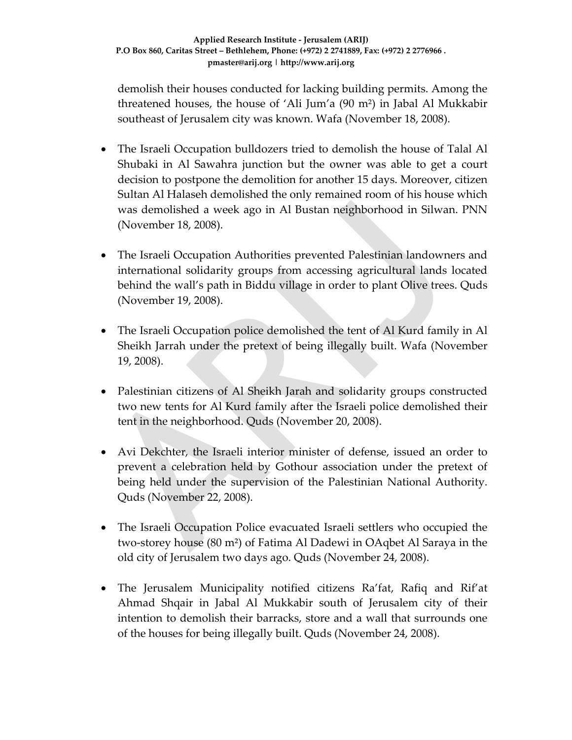demolish their houses conducted for lacking building permits. Among the threatened houses, the house of 'Ali Jum'a (90 m²) in Jabal Al Mukkabir southeast of Jerusalem city was known. Wafa (November 18, 2008).

- The Israeli Occupation bulldozers tried to demolish the house of Talal Al Shubaki in Al Sawahra junction but the owner was able to get a court decision to postpone the demolition for another 15 days. Moreover, citizen Sultan Al Halaseh demolished the only remained room of his house which was demolished a week ago in Al Bustan neighborhood in Silwan. PNN (November 18, 2008).

- The Israeli Occupation Authorities prevented Palestinian landowners and international solidarity groups from accessing agricultural lands located behind the wall's path in Biddu village in order to plant Olive trees. Quds (November 19, 2008).

- The Israeli Occupation police demolished the tent of Al Kurd family in Al Sheikh Jarrah under the pretext of being illegally built. Wafa (November 19, 2008).

- Palestinian citizens of Al Sheikh Jarah and solidarity groups constructed two new tents for Al Kurd family after the Israeli police demolished their tent in the neighborhood. Quds (November 20, 2008).

- Avi Dekchter, the Israeli interior minister of defense, issued an order to prevent a celebration held by Gothour association under the pretext of being held under the supervision of the Palestinian National Authority. Quds (November 22, 2008).

- The Israeli Occupation Police evacuated Israeli settlers who occupied the two-storey house (80 m²) of Fatima Al Dadewi in OAqbet Al Saraya in the old city of Jerusalem two days ago. Quds (November 24, 2008).

- The Jerusalem Municipality notified citizens Ra'fat, Rafiq and Rif'at Ahmad Shqair in Jabal Al Mukkabir south of Jerusalem city of their intention to demolish their barracks, store and a wall that surrounds one of the houses for being illegally built. Quds (November 24, 2008).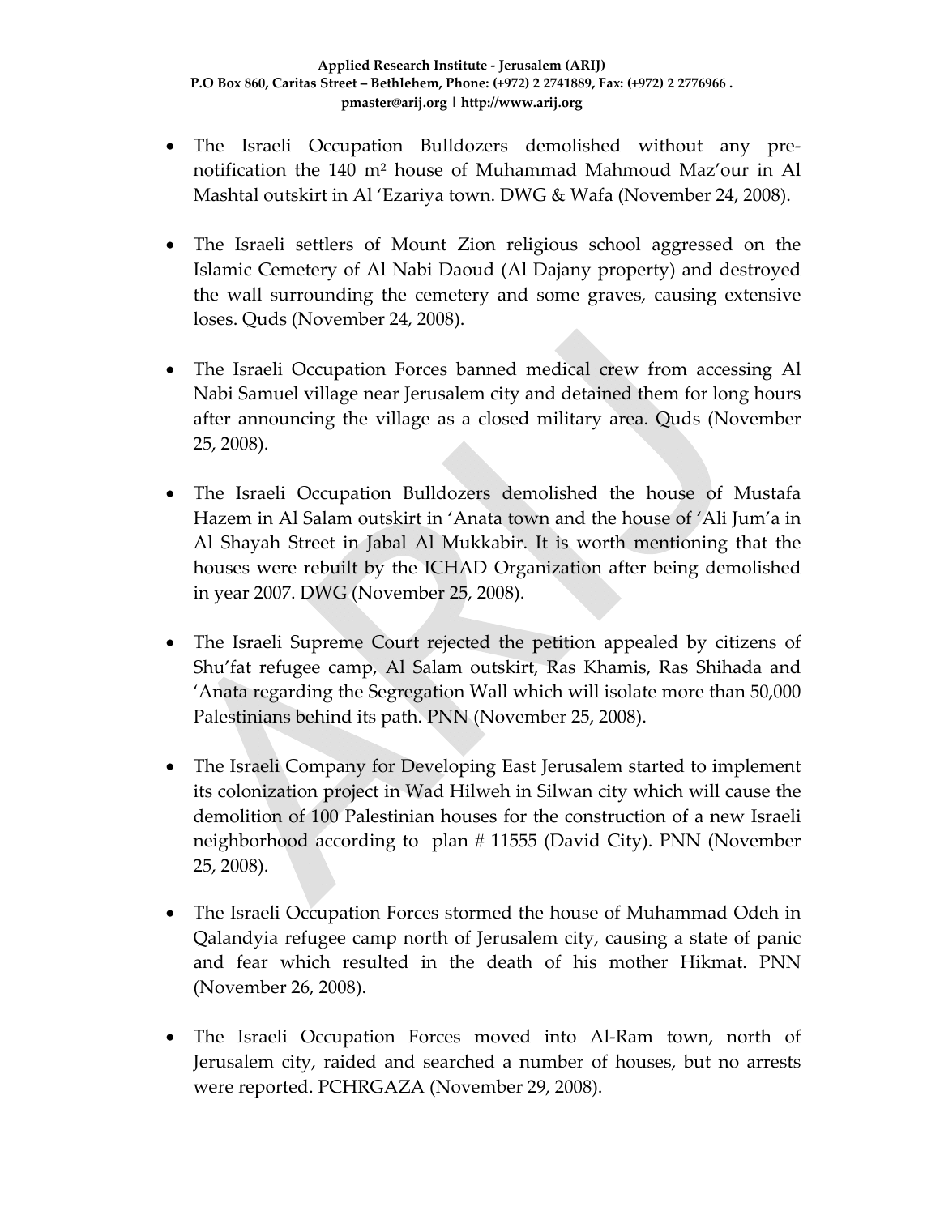- The Israeli Occupation Bulldozers demolished without any pre-notification the 140 m² house of Muhammad Mahmoud Maz'our in Al Mashtal outskirt in Al 'Ezariya town. DWG & Wafa (November 24, 2008).

- The Israeli settlers of Mount Zion religious school aggressed on the Islamic Cemetery of Al Nabi Daoud (Al Dajany property) and destroyed the wall surrounding the cemetery and some graves, causing extensive loses. Quds (November 24, 2008).

- The Israeli Occupation Forces banned medical crew from accessing Al Nabi Samuel village near Jerusalem city and detained them for long hours after announcing the village as a closed military area. Quds (November 25, 2008).

- The Israeli Occupation Bulldozers demolished the house of Mustafa Hazem in Al Salam outskirt in 'Anata town and the house of 'Ali Jum'a in Al Shayah Street in Jabal Al Mukkabir. It is worth mentioning that the houses were rebuilt by the ICHAD Organization after being demolished in year 2007. DWG (November 25, 2008).

- The Israeli Supreme Court rejected the petition appealed by citizens of Shu'fat refugee camp, Al Salam outskirt, Ras Khamis, Ras Shihada and 'Anata regarding the Segregation Wall which will isolate more than 50,000 Palestinians behind its path. PNN (November 25, 2008).

- The Israeli Company for Developing East Jerusalem started to implement its colonization project in Wad Hilweh in Silwan city which will cause the demolition of 100 Palestinian houses for the construction of a new Israeli neighborhood according to plan # 11555 (David City). PNN (November 25, 2008).

- The Israeli Occupation Forces stormed the house of Muhammad Odeh in Qalandyia refugee camp north of Jerusalem city, causing a state of panic and fear which resulted in the death of his mother Hikmat. PNN (November 26, 2008).

- The Israeli Occupation Forces moved into Al-Ram town, north of Jerusalem city, raided and searched a number of houses, but no arrests were reported. PCHRGAZA (November 29, 2008).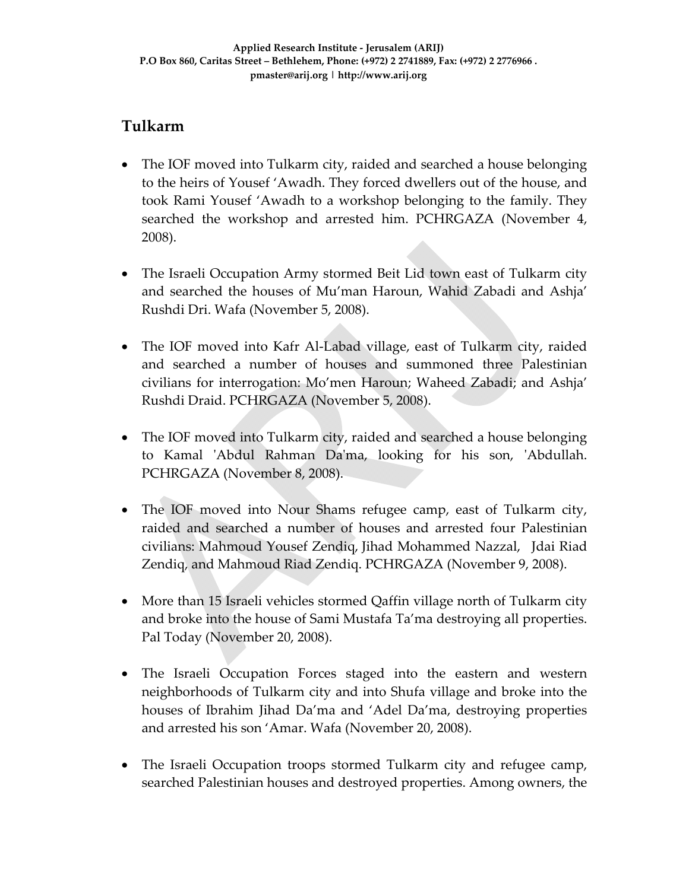## Tulkarm

- The IOF moved into Tulkarm city, raided and searched a house belonging to the heirs of Yousef 'Awadh. They forced dwellers out of the house, and took Rami Yousef 'Awadh to a workshop belonging to the family. They searched the workshop and arrested him. PCHRGAZA (November 4, 2008).

- The Israeli Occupation Army stormed Beit Lid town east of Tulkarm city and searched the houses of Mu'man Haroun, Wahid Zabadi and Ashja' Rushdi Dri. Wafa (November 5, 2008).

- The IOF moved into Kafr Al-Labad village, east of Tulkarm city, raided and searched a number of houses and summoned three Palestinian civilians for interrogation: Mo'men Haroun; Waheed Zabadi; and Ashja' Rushdi Draid. PCHRGAZA (November 5, 2008).

- The IOF moved into Tulkarm city, raided and searched a house belonging to Kamal 'Abdul Rahman Da'ma, looking for his son, 'Abdullah. PCHRGAZA (November 8, 2008).

- The IOF moved into Nour Shams refugee camp, east of Tulkarm city, raided and searched a number of houses and arrested four Palestinian civilians: Mahmoud Yousef Zendiq, Jihad Mohammed Nazzal, Jdai Riad Zendiq, and Mahmoud Riad Zendiq. PCHRGAZA (November 9, 2008).

- More than 15 Israeli vehicles stormed Qaffin village north of Tulkarm city and broke into the house of Sami Mustafa Ta'ma destroying all properties. Pal Today (November 20, 2008).

- The Israeli Occupation Forces staged into the eastern and western neighborhoods of Tulkarm city and into Shufa village and broke into the houses of Ibrahim Jihad Da'ma and 'Adel Da'ma, destroying properties and arrested his son 'Amar. Wafa (November 20, 2008).

- The Israeli Occupation troops stormed Tulkarm city and refugee camp, searched Palestinian houses and destroyed properties. Among owners, the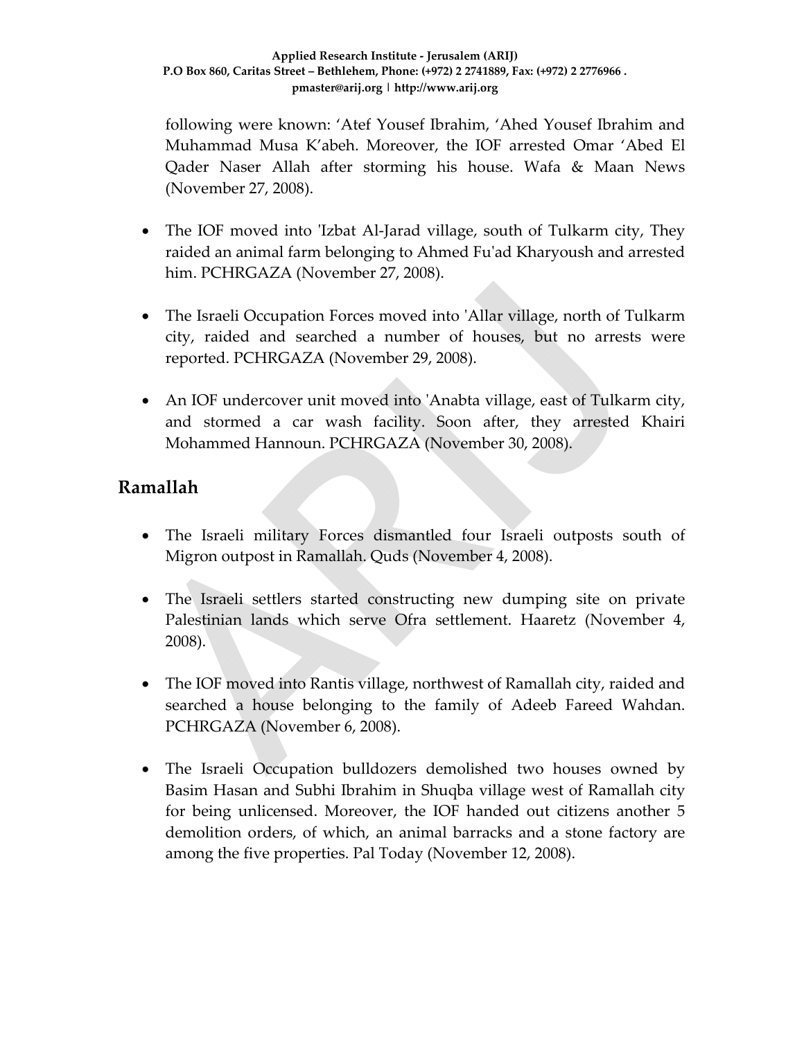following were known: ‘Atef Yousef Ibrahim, ‘Ahed Yousef Ibrahim and Muhammad Musa K’abeh. Moreover, the IOF arrested Omar ‘Abed El Qader Naser Allah after storming his house. Wafa & Maan News (November 27, 2008).

- The IOF moved into 'Izbat Al-Jarad village, south of Tulkarm city, They raided an animal farm belonging to Ahmed Fu'ad Kharyoush and arrested him. PCHRGAZA (November 27, 2008).

- The Israeli Occupation Forces moved into 'Allar village, north of Tulkarm city, raided and searched a number of houses, but no arrests were reported. PCHRGAZA (November 29, 2008).

- An IOF undercover unit moved into 'Anabta village, east of Tulkarm city, and stormed a car wash facility. Soon after, they arrested Khairi Mohammed Hannoun. PCHRGAZA (November 30, 2008).

## Ramallah

- The Israeli military Forces dismantled four Israeli outposts south of Migron outpost in Ramallah. Quds (November 4, 2008).

- The Israeli settlers started constructing new dumping site on private Palestinian lands which serve Ofra settlement. Haaretz (November 4, 2008).

- The IOF moved into Rantis village, northwest of Ramallah city, raided and searched a house belonging to the family of Adeeb Fareed Wahdan. PCHRGAZA (November 6, 2008).

- The Israeli Occupation bulldozers demolished two houses owned by Basim Hasan and Subhi Ibrahim in Shuqba village west of Ramallah city for being unlicensed. Moreover, the IOF handed out citizens another 5 demolition orders, of which, an animal barracks and a stone factory are among the five properties. Pal Today (November 12, 2008).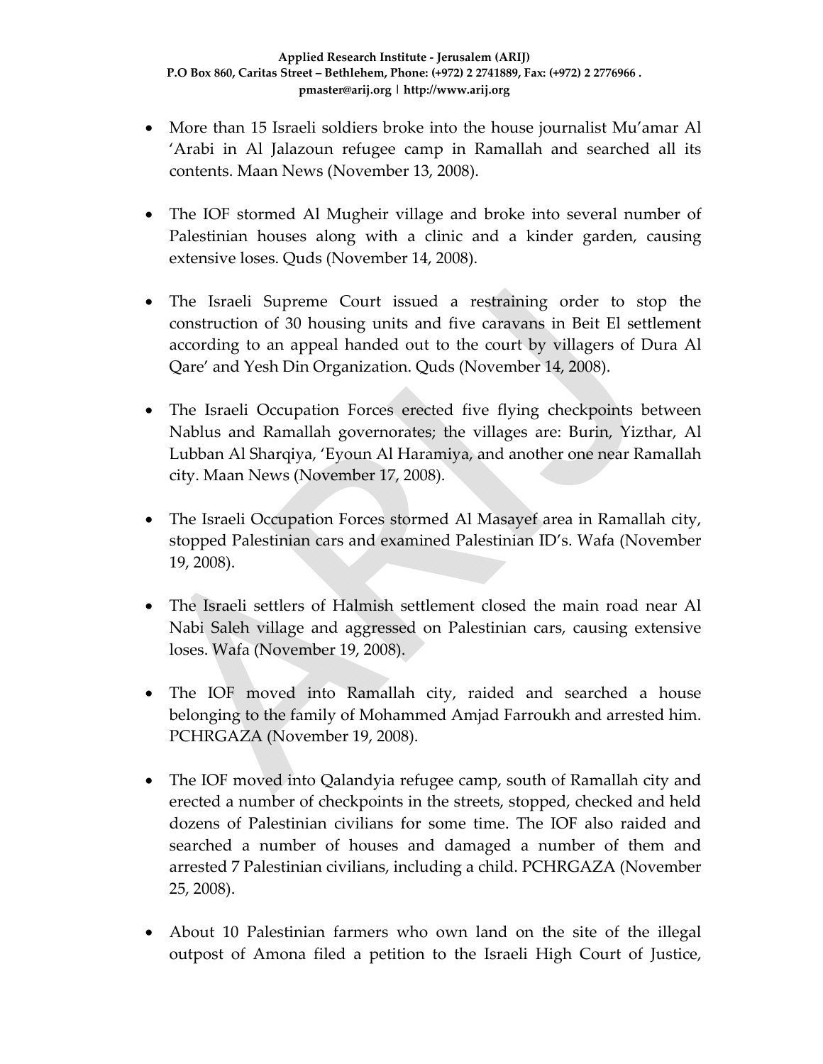- More than 15 Israeli soldiers broke into the house journalist Mu'amar Al 'Arabi in Al Jalazoun refugee camp in Ramallah and searched all its contents. Maan News (November 13, 2008).

- The IOF stormed Al Mugheir village and broke into several number of Palestinian houses along with a clinic and a kinder garden, causing extensive loses. Quds (November 14, 2008).

- The Israeli Supreme Court issued a restraining order to stop the construction of 30 housing units and five caravans in Beit El settlement according to an appeal handed out to the court by villagers of Dura Al Qare' and Yesh Din Organization. Quds (November 14, 2008).

- The Israeli Occupation Forces erected five flying checkpoints between Nablus and Ramallah governorates; the villages are: Burin, Yizthar, Al Lubban Al Sharqiya, 'Eyoun Al Haramiya, and another one near Ramallah city. Maan News (November 17, 2008).

- The Israeli Occupation Forces stormed Al Masayef area in Ramallah city, stopped Palestinian cars and examined Palestinian ID's. Wafa (November 19, 2008).

- The Israeli settlers of Halmish settlement closed the main road near Al Nabi Saleh village and aggressed on Palestinian cars, causing extensive loses. Wafa (November 19, 2008).

- The IOF moved into Ramallah city, raided and searched a house belonging to the family of Mohammed Amjad Farroukh and arrested him. PCHRGAZA (November 19, 2008).

- The IOF moved into Qalandyia refugee camp, south of Ramallah city and erected a number of checkpoints in the streets, stopped, checked and held dozens of Palestinian civilians for some time. The IOF also raided and searched a number of houses and damaged a number of them and arrested 7 Palestinian civilians, including a child. PCHRGAZA (November 25, 2008).

- About 10 Palestinian farmers who own land on the site of the illegal outpost of Amona filed a petition to the Israeli High Court of Justice,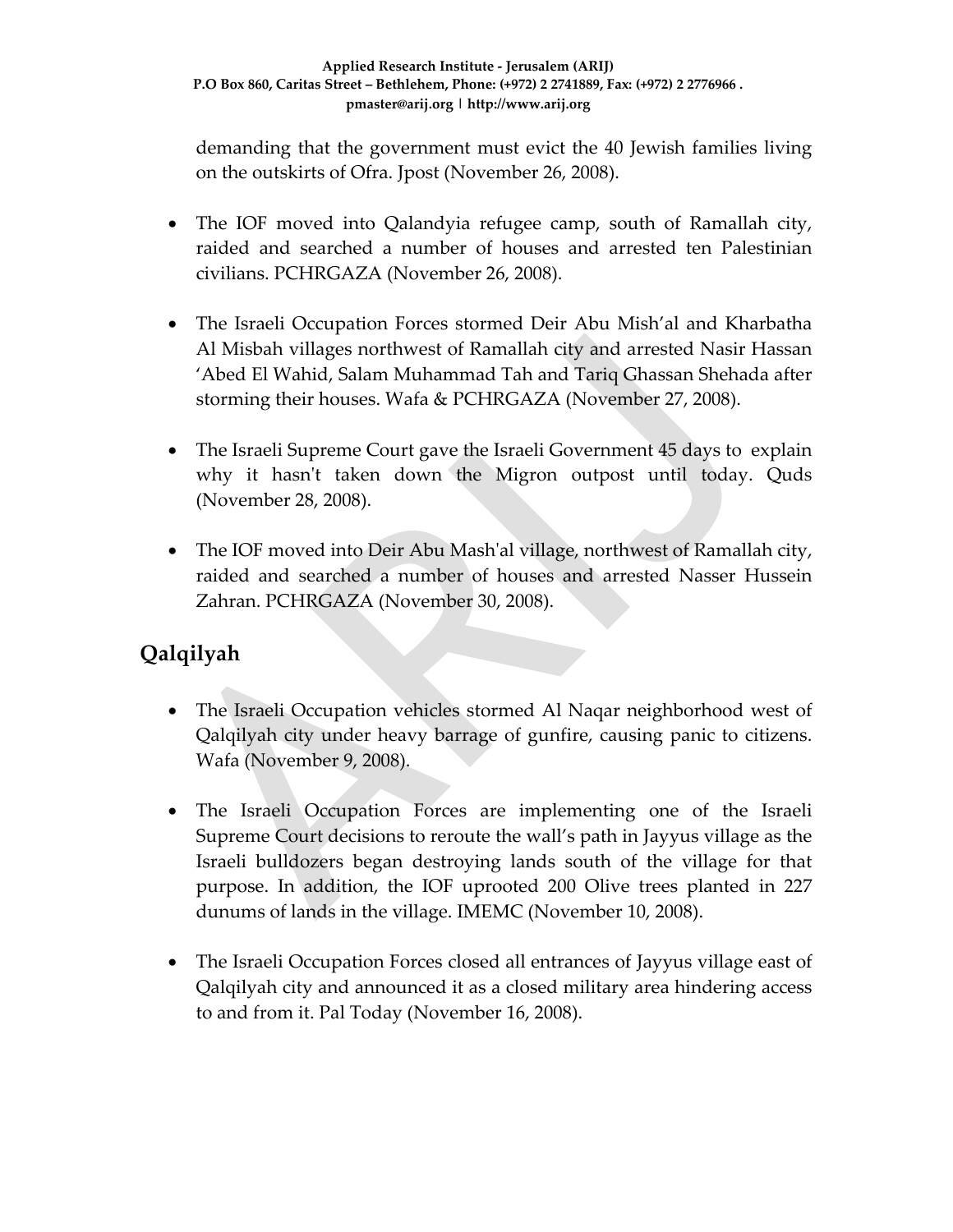demanding that the government must evict the 40 Jewish families living on the outskirts of Ofra. Jpost (November 26, 2008).

- The IOF moved into Qalandyia refugee camp, south of Ramallah city, raided and searched a number of houses and arrested ten Palestinian civilians. PCHRGAZA (November 26, 2008).

- The Israeli Occupation Forces stormed Deir Abu Mish'al and Kharbatha Al Misbah villages northwest of Ramallah city and arrested Nasir Hassan 'Abed El Wahid, Salam Muhammad Tah and Tariq Ghassan Shehada after storming their houses. Wafa & PCHRGAZA (November 27, 2008).

- The Israeli Supreme Court gave the Israeli Government 45 days to explain why it hasn't taken down the Migron outpost until today. Quds (November 28, 2008).

- The IOF moved into Deir Abu Mash'al village, northwest of Ramallah city, raided and searched a number of houses and arrested Nasser Hussein Zahran. PCHRGAZA (November 30, 2008).

## Qalqilyah

- The Israeli Occupation vehicles stormed Al Naqar neighborhood west of Qalqilyah city under heavy barrage of gunfire, causing panic to citizens. Wafa (November 9, 2008).

- The Israeli Occupation Forces are implementing one of the Israeli Supreme Court decisions to reroute the wall's path in Jayyus village as the Israeli bulldozers began destroying lands south of the village for that purpose. In addition, the IOF uprooted 200 Olive trees planted in 227 dunums of lands in the village. IMEMC (November 10, 2008).

- The Israeli Occupation Forces closed all entrances of Jayyus village east of Qalqilyah city and announced it as a closed military area hindering access to and from it. Pal Today (November 16, 2008).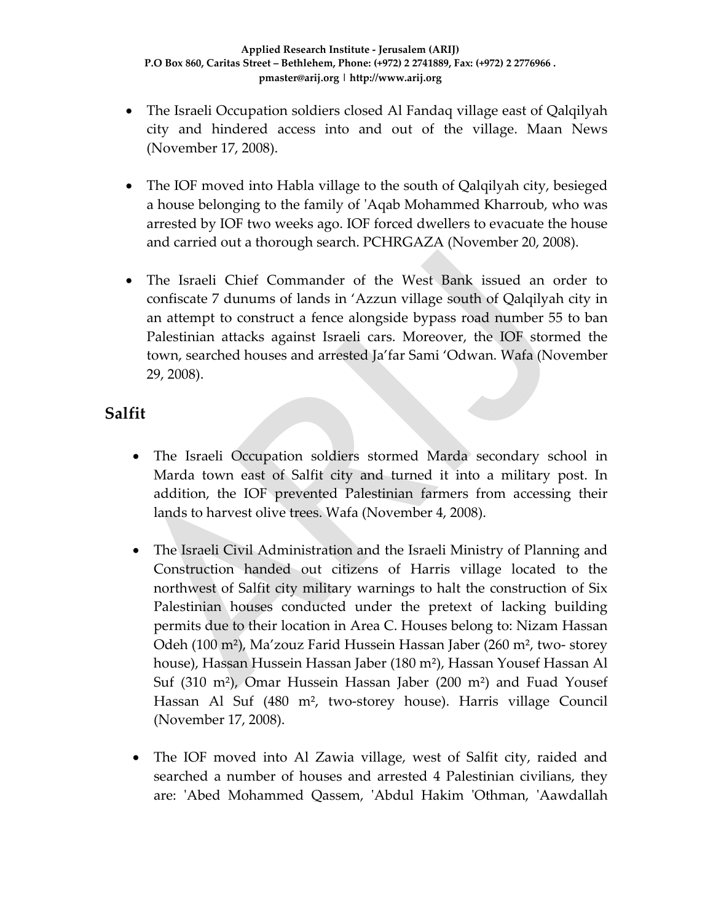- The Israeli Occupation soldiers closed Al Fandaq village east of Qalqilyah city and hindered access into and out of the village. Maan News (November 17, 2008).

- The IOF moved into Habla village to the south of Qalqilyah city, besieged a house belonging to the family of 'Aqab Mohammed Kharroub, who was arrested by IOF two weeks ago. IOF forced dwellers to evacuate the house and carried out a thorough search. PCHRGAZA (November 20, 2008).

- The Israeli Chief Commander of the West Bank issued an order to confiscate 7 dunums of lands in 'Azzun village south of Qalqilyah city in an attempt to construct a fence alongside bypass road number 55 to ban Palestinian attacks against Israeli cars. Moreover, the IOF stormed the town, searched houses and arrested Ja'far Sami 'Odwan. Wafa (November 29, 2008).

## Salfit

- The Israeli Occupation soldiers stormed Marda secondary school in Marda town east of Salfit city and turned it into a military post. In addition, the IOF prevented Palestinian farmers from accessing their lands to harvest olive trees. Wafa (November 4, 2008).

- The Israeli Civil Administration and the Israeli Ministry of Planning and Construction handed out citizens of Harris village located to the northwest of Salfit city military warnings to halt the construction of Six Palestinian houses conducted under the pretext of lacking building permits due to their location in Area C. Houses belong to: Nizam Hassan Odeh (100 m²), Ma'zouz Farid Hussein Hassan Jaber (260 m², two- storey house), Hassan Hussein Hassan Jaber (180 m²), Hassan Yousef Hassan Al Suf (310 m²), Omar Hussein Hassan Jaber (200 m²) and Fuad Yousef Hassan Al Suf (480 m², two-storey house). Harris village Council (November 17, 2008).

- The IOF moved into Al Zawia village, west of Salfit city, raided and searched a number of houses and arrested 4 Palestinian civilians, they are: 'Abed Mohammed Qassem, 'Abdul Hakim 'Othman, 'Aawdallah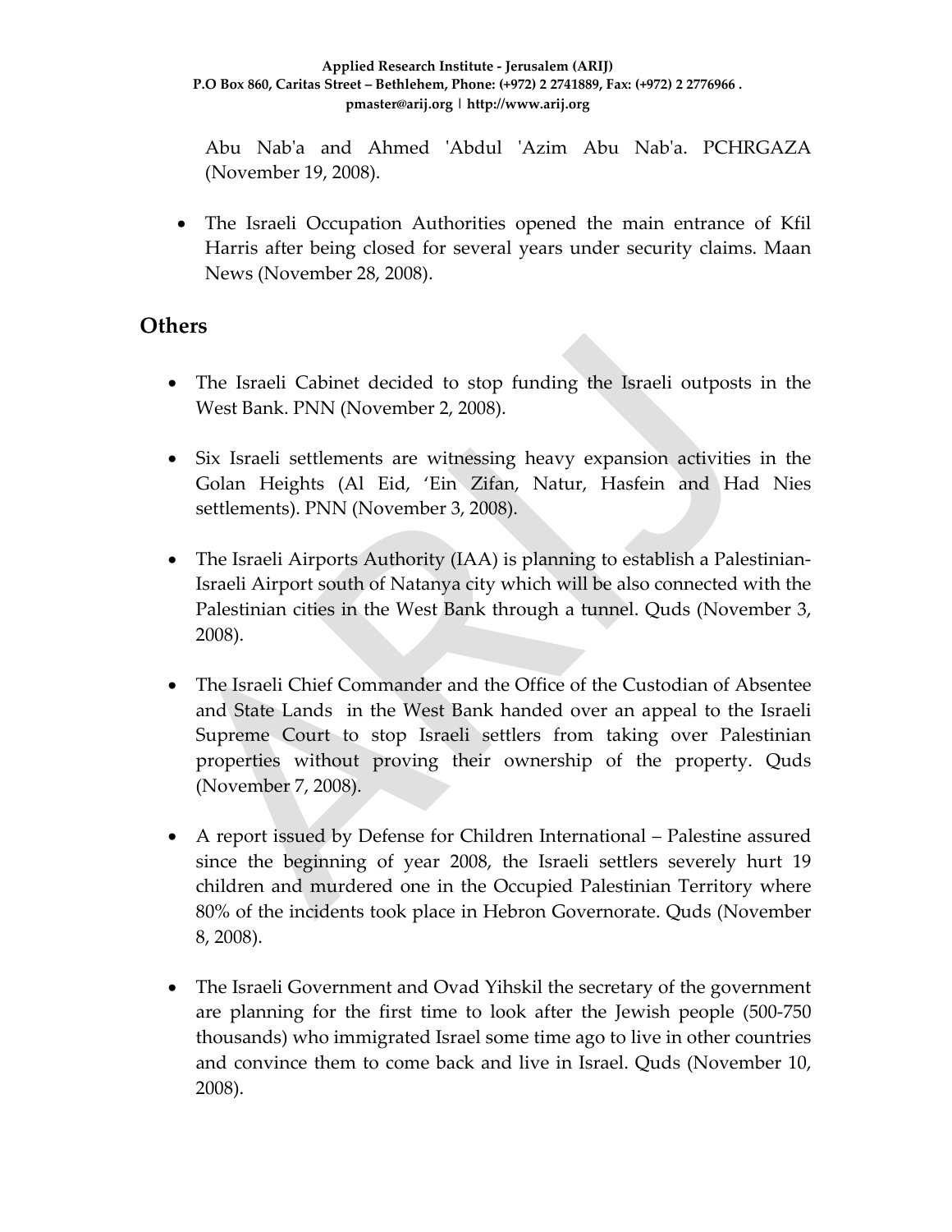Abu Nab'a and Ahmed 'Abdul 'Azim Abu Nab'a. PCHRGAZA (November 19, 2008).

- The Israeli Occupation Authorities opened the main entrance of Kfil Harris after being closed for several years under security claims. Maan News (November 28, 2008).

## Others

- The Israeli Cabinet decided to stop funding the Israeli outposts in the West Bank. PNN (November 2, 2008).

- Six Israeli settlements are witnessing heavy expansion activities in the Golan Heights (Al Eid, 'Ein Zifan, Natur, Hasfein and Had Nies settlements). PNN (November 3, 2008).

- The Israeli Airports Authority (IAA) is planning to establish a Palestinian-Israeli Airport south of Natanya city which will be also connected with the Palestinian cities in the West Bank through a tunnel. Quds (November 3, 2008).

- The Israeli Chief Commander and the Office of the Custodian of Absentee and State Lands in the West Bank handed over an appeal to the Israeli Supreme Court to stop Israeli settlers from taking over Palestinian properties without proving their ownership of the property. Quds (November 7, 2008).

- A report issued by Defense for Children International – Palestine assured since the beginning of year 2008, the Israeli settlers severely hurt 19 children and murdered one in the Occupied Palestinian Territory where 80% of the incidents took place in Hebron Governorate. Quds (November 8, 2008).

- The Israeli Government and Ovad Yihskil the secretary of the government are planning for the first time to look after the Jewish people (500-750 thousands) who immigrated Israel some time ago to live in other countries and convince them to come back and live in Israel. Quds (November 10, 2008).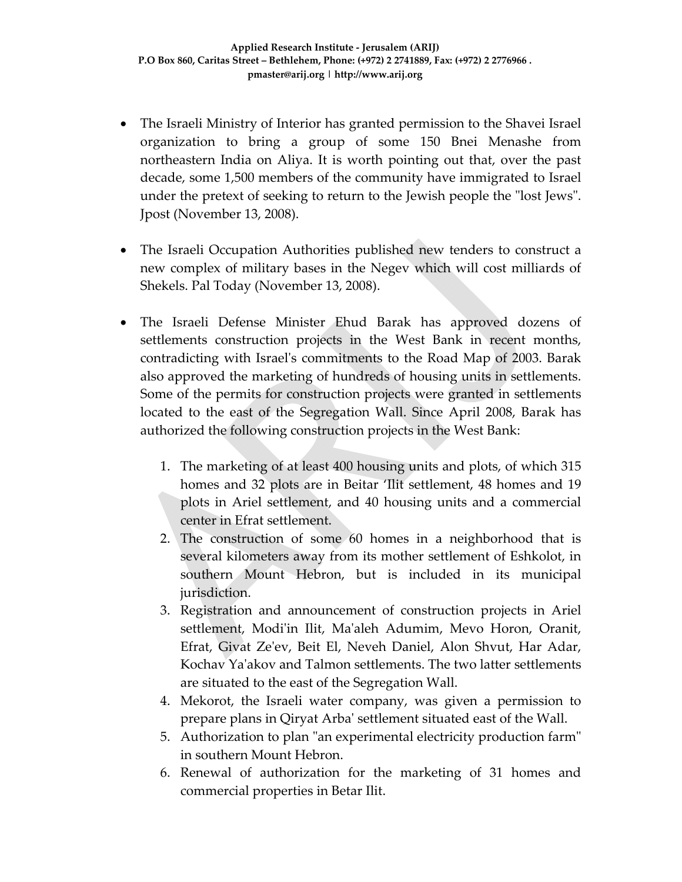- The Israeli Ministry of Interior has granted permission to the Shavei Israel organization to bring a group of some 150 Bnei Menashe from northeastern India on Aliya. It is worth pointing out that, over the past decade, some 1,500 members of the community have immigrated to Israel under the pretext of seeking to return to the Jewish people the "lost Jews". Jpost (November 13, 2008).

- The Israeli Occupation Authorities published new tenders to construct a new complex of military bases in the Negev which will cost milliards of Shekels. Pal Today (November 13, 2008).

- The Israeli Defense Minister Ehud Barak has approved dozens of settlements construction projects in the West Bank in recent months, contradicting with Israel's commitments to the Road Map of 2003. Barak also approved the marketing of hundreds of housing units in settlements. Some of the permits for construction projects were granted in settlements located to the east of the Segregation Wall. Since April 2008, Barak has authorized the following construction projects in the West Bank:

  1. The marketing of at least 400 housing units and plots, of which 315 homes and 32 plots are in Beitar 'Ilit settlement, 48 homes and 19 plots in Ariel settlement, and 40 housing units and a commercial center in Efrat settlement.
  2. The construction of some 60 homes in a neighborhood that is several kilometers away from its mother settlement of Eshkolot, in southern Mount Hebron, but is included in its municipal jurisdiction.
  3. Registration and announcement of construction projects in Ariel settlement, Modi'in Ilit, Ma'aleh Adumim, Mevo Horon, Oranit, Efrat, Givat Ze'ev, Beit El, Neveh Daniel, Alon Shvut, Har Adar, Kochav Ya'akov and Talmon settlements. The two latter settlements are situated to the east of the Segregation Wall.
  4. Mekorot, the Israeli water company, was given a permission to prepare plans in Qiryat Arba' settlement situated east of the Wall.
  5. Authorization to plan "an experimental electricity production farm" in southern Mount Hebron.
  6. Renewal of authorization for the marketing of 31 homes and commercial properties in Betar Ilit.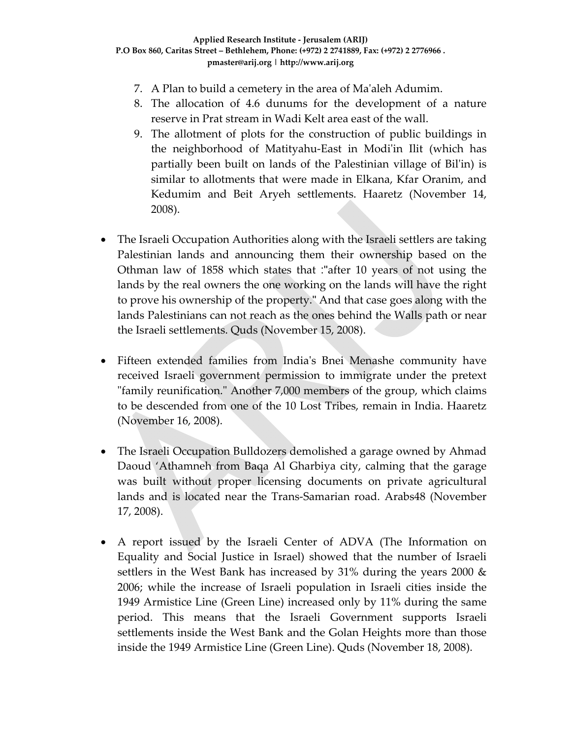7. A Plan to build a cemetery in the area of Ma'aleh Adumim.
8. The allocation of 4.6 dunums for the development of a nature reserve in Prat stream in Wadi Kelt area east of the wall.
9. The allotment of plots for the construction of public buildings in the neighborhood of Matityahu-East in Modi'in Ilit (which has partially been built on lands of the Palestinian village of Bil'in) is similar to allotments that were made in Elkana, Kfar Oranim, and Kedumim and Beit Aryeh settlements. Haaretz (November 14, 2008).

- The Israeli Occupation Authorities along with the Israeli settlers are taking Palestinian lands and announcing them their ownership based on the Othman law of 1858 which states that :"after 10 years of not using the lands by the real owners the one working on the lands will have the right to prove his ownership of the property." And that case goes along with the lands Palestinians can not reach as the ones behind the Walls path or near the Israeli settlements. Quds (November 15, 2008).

- Fifteen extended families from India's Bnei Menashe community have received Israeli government permission to immigrate under the pretext "family reunification." Another 7,000 members of the group, which claims to be descended from one of the 10 Lost Tribes, remain in India. Haaretz (November 16, 2008).

- The Israeli Occupation Bulldozers demolished a garage owned by Ahmad Daoud 'Athamneh from Baqa Al Gharbiya city, calming that the garage was built without proper licensing documents on private agricultural lands and is located near the Trans-Samarian road. Arabs48 (November 17, 2008).

- A report issued by the Israeli Center of ADVA (The Information on Equality and Social Justice in Israel) showed that the number of Israeli settlers in the West Bank has increased by 31% during the years 2000 & 2006; while the increase of Israeli population in Israeli cities inside the 1949 Armistice Line (Green Line) increased only by 11% during the same period. This means that the Israeli Government supports Israeli settlements inside the West Bank and the Golan Heights more than those inside the 1949 Armistice Line (Green Line). Quds (November 18, 2008).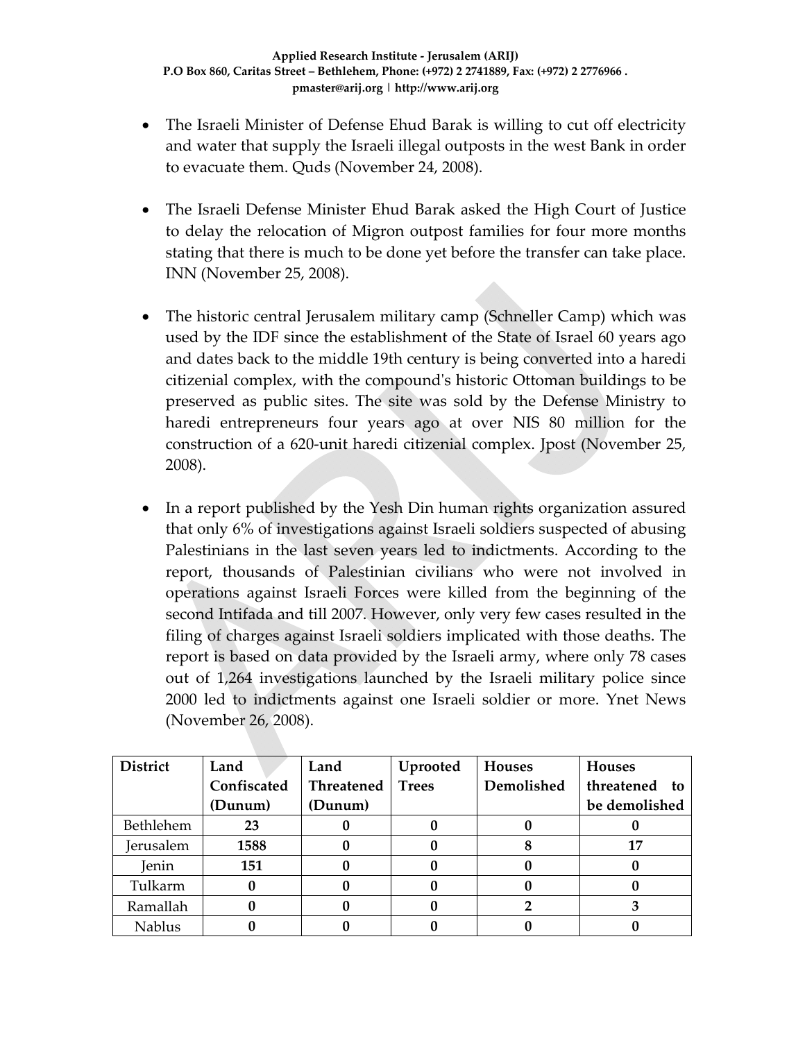- The Israeli Minister of Defense Ehud Barak is willing to cut off electricity and water that supply the Israeli illegal outposts in the west Bank in order to evacuate them. Quds (November 24, 2008).

- The Israeli Defense Minister Ehud Barak asked the High Court of Justice to delay the relocation of Migron outpost families for four more months stating that there is much to be done yet before the transfer can take place. INN (November 25, 2008).

- The historic central Jerusalem military camp (Schneller Camp) which was used by the IDF since the establishment of the State of Israel 60 years ago and dates back to the middle 19th century is being converted into a haredi citizenial complex, with the compound's historic Ottoman buildings to be preserved as public sites. The site was sold by the Defense Ministry to haredi entrepreneurs four years ago at over NIS 80 million for the construction of a 620-unit haredi citizenial complex. Jpost (November 25, 2008).

- In a report published by the Yesh Din human rights organization assured that only 6% of investigations against Israeli soldiers suspected of abusing Palestinians in the last seven years led to indictments. According to the report, thousands of Palestinian civilians who were not involved in operations against Israeli Forces were killed from the beginning of the second Intifada and till 2007. However, only very few cases resulted in the filing of charges against Israeli soldiers implicated with those deaths. The report is based on data provided by the Israeli army, where only 78 cases out of 1,264 investigations launched by the Israeli military police since 2000 led to indictments against one Israeli soldier or more. Ynet News (November 26, 2008).

| District | Land Confiscated (Dunum) | Land Threatened (Dunum) | Uprooted Trees | Houses Demolished | Houses threatened to be demolished |
|---|---|---|---|---|---|
| Bethlehem | **23** | **0** | **0** | **0** | **0** |
| Jerusalem | **1588** | **0** | **0** | **8** | **17** |
| Jenin | **151** | **0** | **0** | **0** | **0** |
| Tulkarm | **0** | **0** | **0** | **0** | **0** |
| Ramallah | **0** | **0** | **0** | **2** | **3** |
| Nablus | **0** | **0** | **0** | **0** | **0** |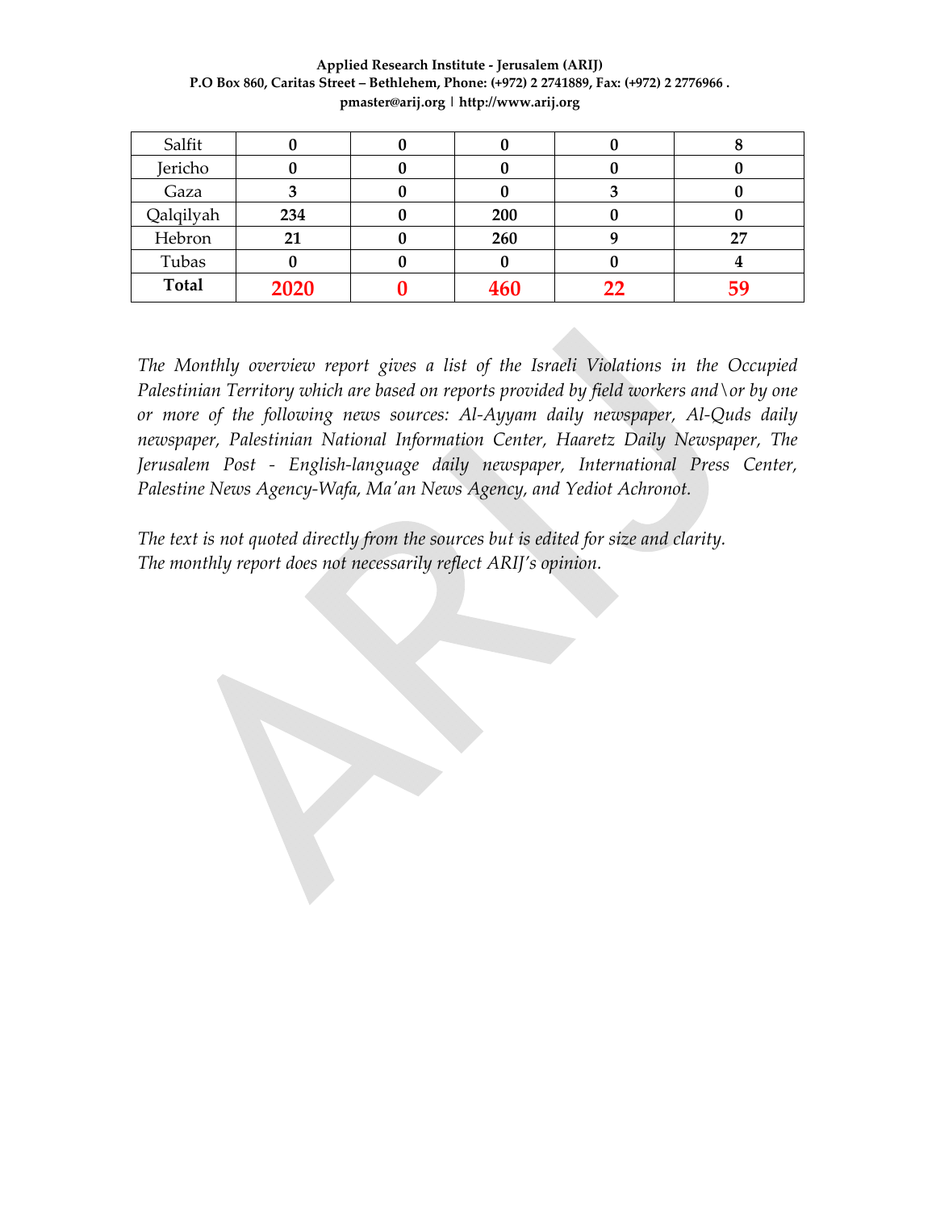| | | | | | |
|---|---|---|---|---|---|
| Salfit | **0** | **0** | **0** | **0** | **8** |
| Jericho | **0** | **0** | **0** | **0** | **0** |
| Gaza | **3** | **0** | **0** | **3** | **0** |
| Qalqilyah | **234** | **0** | **200** | **0** | **0** |
| Hebron | **21** | **0** | **260** | **9** | **27** |
| Tubas | **0** | **0** | **0** | **0** | **4** |
| **Total** | **2020** | **0** | **460** | **22** | **59** |

*The Monthly overview report gives a list of the Israeli Violations in the Occupied Palestinian Territory which are based on reports provided by field workers and\or by one or more of the following news sources: Al-Ayyam daily newspaper, Al-Quds daily newspaper, Palestinian National Information Center, Haaretz Daily Newspaper, The Jerusalem Post - English-language daily newspaper, International Press Center, Palestine News Agency-Wafa, Ma'an News Agency, and Yediot Achronot.*

*The text is not quoted directly from the sources but is edited for size and clarity.*
*The monthly report does not necessarily reflect ARIJ's opinion.*